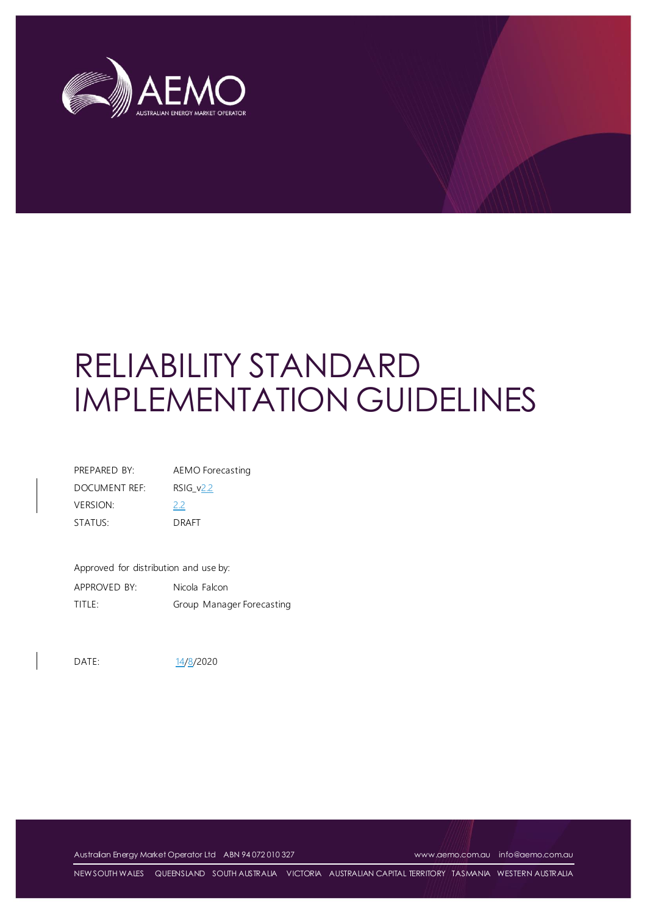# RELIABILITY STANDARD IMPLEMENTATION GUIDELINES

| | |
|---|---|
| PREPARED BY: | AEMO Forecasting |
| DOCUMENT REF: | RSIG_v2.2 |
| VERSION: | 2.2 |
| STATUS: | DRAFT |

Approved for distribution and use by:

| | |
|---|---|
| APPROVED BY: | Nicola Falcon |
| TITLE: | Group Manager Forecasting |

DATE: 14/8/2020

Australian Energy Market Operator Ltd ABN 94 072 010 327 www.aemo.com.au info@aemo.com.au

NEW SOUTH WALES QUEENSLAND SOUTH AUSTRALIA VICTORIA AUSTRALIAN CAPITAL TERRITORY TASMANIA WESTERN AUSTRALIA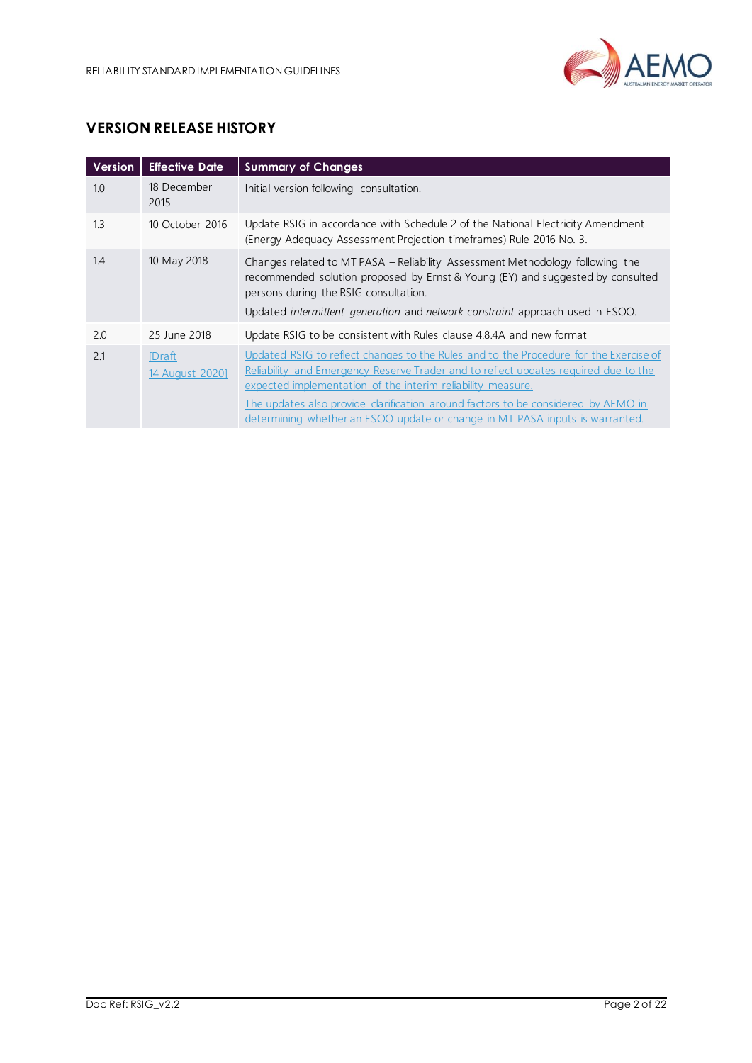## VERSION RELEASE HISTORY

| Version | Effective Date | Summary of Changes |
|---|---|---|
| 1.0 | 18 December 2015 | Initial version following consultation. |
| 1.3 | 10 October 2016 | Update RSIG in accordance with Schedule 2 of the National Electricity Amendment (Energy Adequacy Assessment Projection timeframes) Rule 2016 No. 3. |
| 1.4 | 10 May 2018 | Changes related to MT PASA – Reliability Assessment Methodology following the recommended solution proposed by Ernst & Young (EY) and suggested by consulted persons during the RSIG consultation.<br>Updated *intermittent generation* and *network constraint* approach used in ESOO. |
| 2.0 | 25 June 2018 | Update RSIG to be consistent with Rules clause 4.8.4A and new format |
| 2.1 | [Draft 14 August 2020] | Updated RSIG to reflect changes to the Rules and to the Procedure for the Exercise of Reliability and Emergency Reserve Trader and to reflect updates required due to the expected implementation of the interim reliability measure.<br>The updates also provide clarification around factors to be considered by AEMO in determining whether an ESOO update or change in MT PASA inputs is warranted. |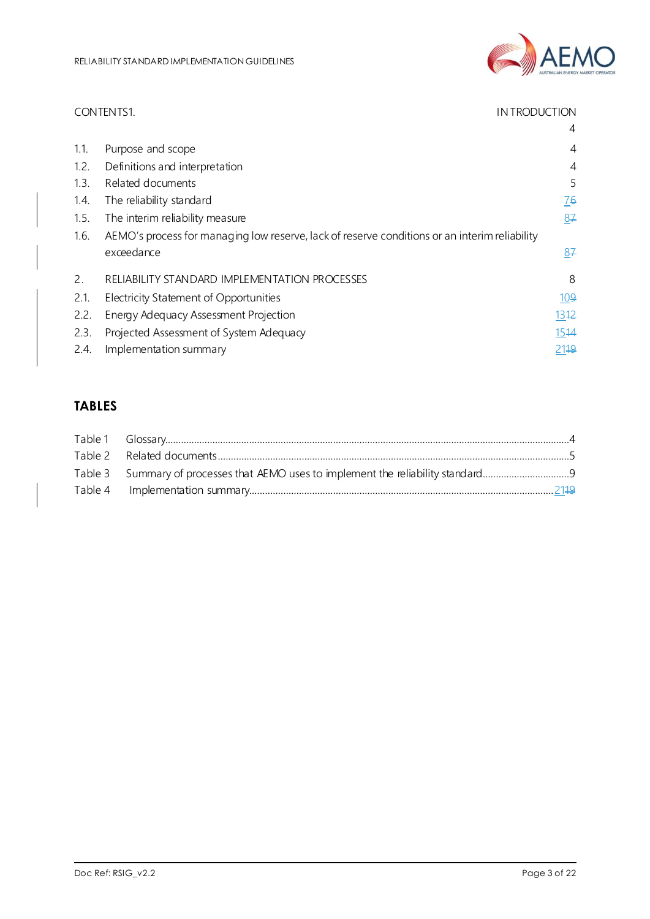CONTENTS

| | | |
|---|---|---|
| 1. | INTRODUCTION | 4 |
| 1.1. | Purpose and scope | 4 |
| 1.2. | Definitions and interpretation | 4 |
| 1.3. | Related documents | 5 |
| 1.4. | The reliability standard | 76 |
| 1.5. | The interim reliability measure | 87 |
| 1.6. | AEMO's process for managing low reserve, lack of reserve conditions or an interim reliability exceedance | 87 |
| 2. | RELIABILITY STANDARD IMPLEMENTATION PROCESSES | 8 |
| 2.1. | Electricity Statement of Opportunities | 109 |
| 2.2. | Energy Adequacy Assessment Projection | 1312 |
| 2.3. | Projected Assessment of System Adequacy | 1514 |
| 2.4. | Implementation summary | 2119 |

## TABLES

| | | |
|---|---|---|
| Table 1 | Glossary | 4 |
| Table 2 | Related documents | 5 |
| Table 3 | Summary of processes that AEMO uses to implement the reliability standard | 9 |
| Table 4 | Implementation summary | 2119 |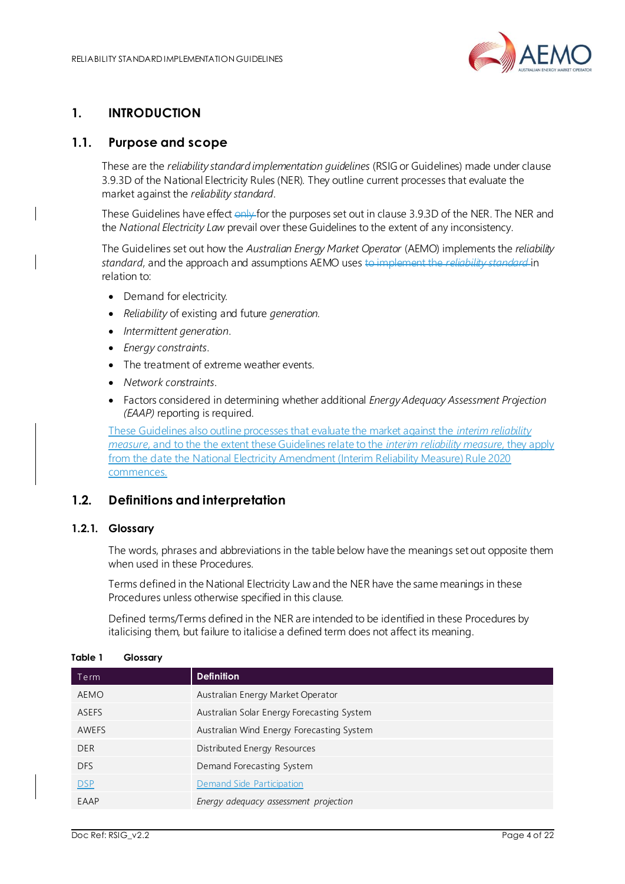# 1. INTRODUCTION

## 1.1. Purpose and scope

These are the *reliability standard implementation guidelines* (RSIG or Guidelines) made under clause 3.9.3D of the National Electricity Rules (NER). They outline current processes that evaluate the market against the *reliability standard*.

These Guidelines have effect ~~only~~ for the purposes set out in clause 3.9.3D of the NER. The NER and the *National Electricity Law* prevail over these Guidelines to the extent of any inconsistency.

The Guidelines set out how the *Australian Energy Market Operator* (AEMO) implements the *reliability standard*, and the approach and assumptions AEMO uses ~~to implement the *reliability standard*~~ in relation to:

- Demand for electricity.
- *Reliability* of existing and future *generation*.
- *Intermittent generation*.
- *Energy constraints*.
- The treatment of extreme weather events.
- *Network constraints*.
- Factors considered in determining whether additional *Energy Adequacy Assessment Projection (EAAP)* reporting is required.

These Guidelines also outline processes that evaluate the market against the *interim reliability measure*, and to the the extent these Guidelines relate to the *interim reliability measure*, they apply from the date the National Electricity Amendment (Interim Reliability Measure) Rule 2020 commences.

## 1.2. Definitions and interpretation

### 1.2.1. Glossary

The words, phrases and abbreviations in the table below have the meanings set out opposite them when used in these Procedures.

Terms defined in the National Electricity Law and the NER have the same meanings in these Procedures unless otherwise specified in this clause.

Defined terms/Terms defined in the NER are intended to be identified in these Procedures by italicising them, but failure to italicise a defined term does not affect its meaning.

**Table 1 Glossary**

| Term | Definition |
| --- | --- |
| AEMO | Australian Energy Market Operator |
| ASEFS | Australian Solar Energy Forecasting System |
| AWEFS | Australian Wind Energy Forecasting System |
| DER | Distributed Energy Resources |
| DFS | Demand Forecasting System |
| DSP | Demand Side Participation |
| EAAP | *Energy adequacy assessment projection* |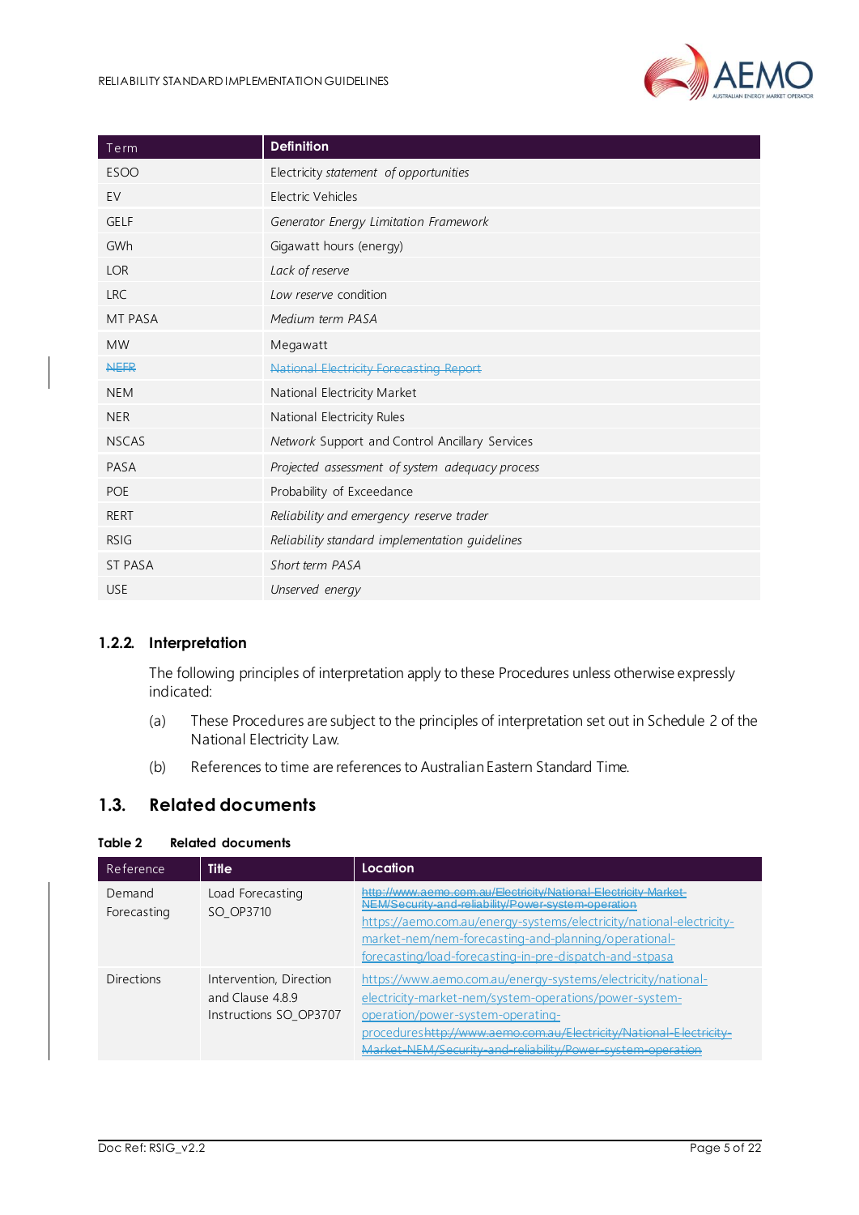| Term | Definition |
| --- | --- |
| ESOO | *Electricity statement of opportunities* |
| EV | Electric Vehicles |
| GELF | *Generator Energy Limitation Framework* |
| GWh | Gigawatt hours (energy) |
| LOR | *Lack of reserve* |
| LRC | *Low reserve* condition |
| MT PASA | *Medium term PASA* |
| MW | Megawatt |
| ~~NEFR~~ | ~~National Electricity Forecasting Report~~ |
| NEM | National Electricity Market |
| NER | National Electricity Rules |
| NSCAS | *Network* Support and Control Ancillary Services |
| PASA | *Projected assessment of system adequacy process* |
| POE | Probability of Exceedance |
| RERT | *Reliability and emergency reserve trader* |
| RSIG | *Reliability standard implementation guidelines* |
| ST PASA | *Short term PASA* |
| USE | *Unserved energy* |

### 1.2.2. Interpretation

The following principles of interpretation apply to these Procedures unless otherwise expressly indicated:

(a) These Procedures are subject to the principles of interpretation set out in Schedule 2 of the National Electricity Law.

(b) References to time are references to Australian Eastern Standard Time.

## 1.3. Related documents

**Table 2 Related documents**

| Reference | Title | Location |
| --- | --- | --- |
| Demand Forecasting | Load Forecasting SO_OP3710 | ~~http://www.aemo.com.au/Electricity/National-Electricity-Market-NEM/Security-and-reliability/Power-system-operation~~ https://aemo.com.au/energy-systems/electricity/national-electricity-market-nem/nem-forecasting-and-planning/operational-forecasting/load-forecasting-in-pre-dispatch-and-stpasa |
| Directions | Intervention, Direction and Clause 4.8.9 Instructions SO_OP3707 | https://www.aemo.com.au/energy-systems/electricity/national-electricity-market-nem/system-operations/power-system-operation/power-system-operating-procedures~~http://www.aemo.com.au/Electricity/National-Electricity-Market-NEM/Security-and-reliability/Power-system-operation~~ |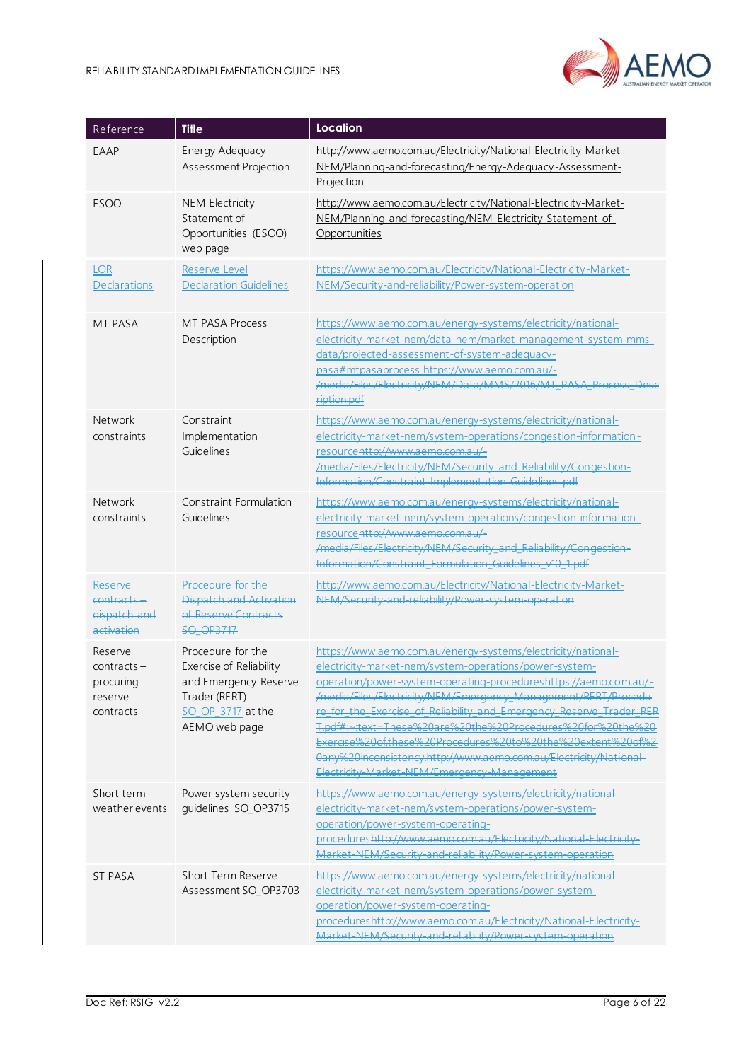| Reference | Title | Location |
|---|---|---|
| EAAP | Energy Adequacy Assessment Projection | http://www.aemo.com.au/Electricity/National-Electricity-Market-NEM/Planning-and-forecasting/Energy-Adequacy-Assessment-Projection |
| ESOO | NEM Electricity Statement of Opportunities (ESOO) web page | http://www.aemo.com.au/Electricity/National-Electricity-Market-NEM/Planning-and-forecasting/NEM-Electricity-Statement-of-Opportunities |
| LOR Declarations | Reserve Level Declaration Guidelines | https://www.aemo.com.au/Electricity/National-Electricity-Market-NEM/Security-and-reliability/Power-system-operation |
| MT PASA | MT PASA Process Description | https://www.aemo.com.au/energy-systems/electricity/national-electricity-market-nem/data-nem/market-management-system-mms-data/projected-assessment-of-system-adequacy-pasa#mtpasaprocess ~~https://www.aemo.com.au/-/media/Files/Electricity/NEM/Data/MMS/2016/MT_PASA_Process_Description.pdf~~ |
| Network constraints | Constraint Implementation Guidelines | https://www.aemo.com.au/energy-systems/electricity/national-electricity-market-nem/system-operations/congestion-information-resource~~http://www.aemo.com.au/-/media/Files/Electricity/NEM/Security_and_Reliability/Congestion-Information/Constraint-Implementation-Guidelines.pdf~~ |
| Network constraints | Constraint Formulation Guidelines | https://www.aemo.com.au/energy-systems/electricity/national-electricity-market-nem/system-operations/congestion-information-resource~~http://www.aemo.com.au/-/media/Files/Electricity/NEM/Security_and_Reliability/Congestion-Information/Constraint_Formulation_Guidelines_v10_1.pdf~~ |
| ~~Reserve contracts – dispatch and activation~~ | ~~Procedure for the Dispatch and Activation of Reserve Contracts SO_OP3717~~ | ~~http://www.aemo.com.au/Electricity/National-Electricity-Market-NEM/Security-and-reliability/Power-system-operation~~ |
| Reserve contracts – procuring reserve contracts | Procedure for the Exercise of Reliability and Emergency Reserve Trader (RERT) SO_OP_3717 at the AEMO web page | https://www.aemo.com.au/energy-systems/electricity/national-electricity-market-nem/system-operations/power-system-operation/power-system-operating-procedures~~https://aemo.com.au/-/media/Files/Electricity/NEM/Emergency_Management/RERT/Procedure_for_the_Exercise_of_Reliability_and_Emergency_Reserve_Trader_RERT.pdf#:~:text=These%20are%20the%20Procedures%20for%20the%20Exercise%20of%20these%20Procedures%20to%20the%20extent%20of%20any%20inconsistency.http://www.aemo.com.au/Electricity/National-Electricity-Market-NEM/Emergency-Management~~ |
| Short term weather events | Power system security guidelines SO_OP3715 | https://www.aemo.com.au/energy-systems/electricity/national-electricity-market-nem/system-operations/power-system-operation/power-system-operating-procedures~~http://www.aemo.com.au/Electricity/National-Electricity-Market-NEM/Security-and-reliability/Power-system-operation~~ |
| ST PASA | Short Term Reserve Assessment SO_OP3703 | https://www.aemo.com.au/energy-systems/electricity/national-electricity-market-nem/system-operations/power-system-operation/power-system-operating-procedures~~http://www.aemo.com.au/Electricity/National-Electricity-Market-NEM/Security-and-reliability/Power-system-operation~~ |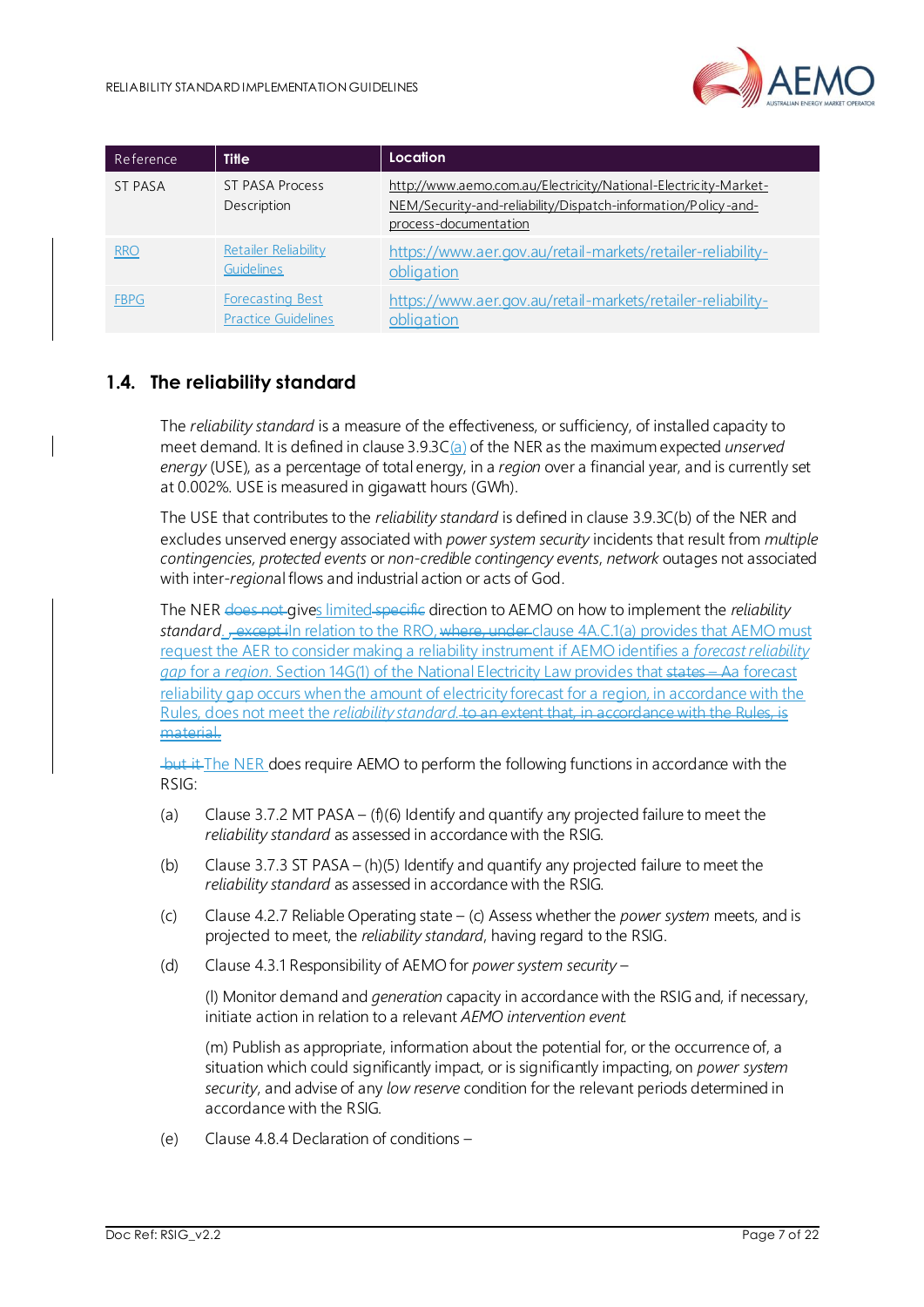| Reference | Title | Location |
|---|---|---|
| ST PASA | ST PASA Process Description | http://www.aemo.com.au/Electricity/National-Electricity-Market-NEM/Security-and-reliability/Dispatch-information/Policy-and-process-documentation |
| RRO | Retailer Reliability Guidelines | https://www.aer.gov.au/retail-markets/retailer-reliability-obligation |
| FBPG | Forecasting Best Practice Guidelines | https://www.aer.gov.au/retail-markets/retailer-reliability-obligation |

## 1.4. The reliability standard

The *reliability standard* is a measure of the effectiveness, or sufficiency, of installed capacity to meet demand. It is defined in clause 3.9.3C(a) of the NER as the maximum expected *unserved energy* (USE), as a percentage of total energy, in a *region* over a financial year, and is currently set at 0.002%. USE is measured in gigawatt hours (GWh).

The USE that contributes to the *reliability standard* is defined in clause 3.9.3C(b) of the NER and excludes unserved energy associated with *power system security* incidents that result from *multiple contingencies*, *protected events* or *non-credible contingency events*, *network* outages not associated with inter-*regional* flows and industrial action or acts of God.

The NER ~~does not~~ gives limited ~~specific~~ direction to AEMO on how to implement the *reliability standard*. ~~, except i~~In relation to the RRO, ~~where, under~~ clause 4A.C.1(a) provides that AEMO must request the AER to consider making a reliability instrument if AEMO identifies a *forecast reliability gap* for a *region*. Section 14G(1) of the National Electricity Law provides that ~~states – A~~a forecast reliability gap occurs when the amount of electricity forecast for a region, in accordance with the Rules, does not meet the *reliability standard*. ~~to an extent that, in accordance with the Rules, is material.~~

~~but it~~ The NER does require AEMO to perform the following functions in accordance with the RSIG:

(a) Clause 3.7.2 MT PASA – (f)(6) Identify and quantify any projected failure to meet the *reliability standard* as assessed in accordance with the RSIG.

(b) Clause 3.7.3 ST PASA – (h)(5) Identify and quantify any projected failure to meet the *reliability standard* as assessed in accordance with the RSIG.

(c) Clause 4.2.7 Reliable Operating state – (c) Assess whether the *power system* meets, and is projected to meet, the *reliability standard*, having regard to the RSIG.

(d) Clause 4.3.1 Responsibility of AEMO for *power system security* –

(l) Monitor demand and *generation* capacity in accordance with the RSIG and, if necessary, initiate action in relation to a relevant *AEMO intervention event*.

(m) Publish as appropriate, information about the potential for, or the occurrence of, a situation which could significantly impact, or is significantly impacting, on *power system security*, and advise of any *low reserve* condition for the relevant periods determined in accordance with the RSIG.

(e) Clause 4.8.4 Declaration of conditions –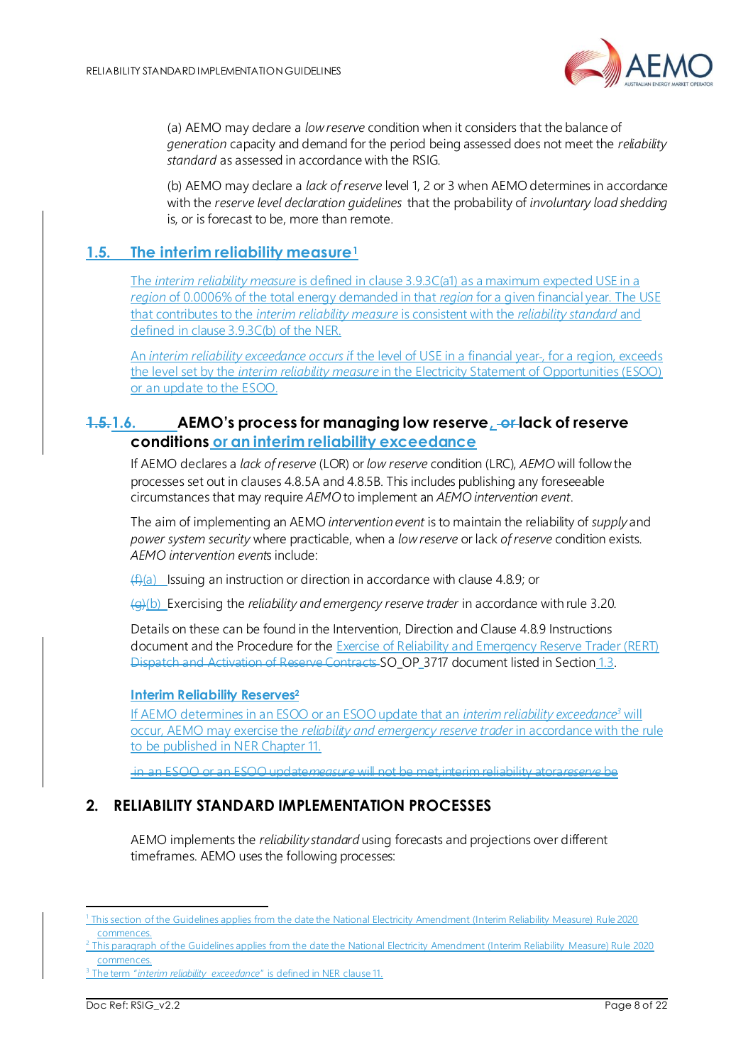(a) AEMO may declare a *low reserve* condition when it considers that the balance of *generation* capacity and demand for the period being assessed does not meet the *reliability standard* as assessed in accordance with the RSIG.

(b) AEMO may declare a *lack of reserve* level 1, 2 or 3 when AEMO determines in accordance with the *reserve level declaration guidelines* that the probability of *involuntary load shedding* is, or is forecast to be, more than remote.

## 1.5. The interim reliability measure[1]

The *interim reliability measure* is defined in clause 3.9.3C(a1) as a maximum expected USE in a *region* of 0.0006% of the total energy demanded in that *region* for a given financial year. The USE that contributes to the *interim reliability measure* is consistent with the *reliability standard* and defined in clause 3.9.3C(b) of the NER.

An *interim reliability exceedance occurs* if the level of USE in a financial year-, for a region, exceeds the level set by the *interim reliability measure* in the Electricity Statement of Opportunities (ESOO) or an update to the ESOO.

## 1.5.1.6. AEMO's process for managing low reserve, or lack of reserve conditions or an interim reliability exceedance

If AEMO declares a *lack of reserve* (LOR) or *low reserve* condition (LRC), *AEMO* will follow the processes set out in clauses 4.8.5A and 4.8.5B. This includes publishing any foreseeable circumstances that may require *AEMO* to implement an *AEMO intervention event*.

The aim of implementing an AEMO *intervention event* is to maintain the reliability of *supply* and *power system security* where practicable, when a *low reserve* or lack *of reserve* condition exists. *AEMO intervention events* include:

(f)(a) Issuing an instruction or direction in accordance with clause 4.8.9; or

(g)(b) Exercising the *reliability and emergency reserve trader* in accordance with rule 3.20.

Details on these can be found in the Intervention, Direction and Clause 4.8.9 Instructions document and the Procedure for the Exercise of Reliability and Emergency Reserve Trader (RERT) Dispatch and Activation of Reserve Contracts SO_OP_3717 document listed in Section 1.3.

### Interim Reliability Reserves[2]

If AEMO determines in an ESOO or an ESOO update that an *interim reliability exceedance*[3] will occur, AEMO may exercise the *reliability and emergency reserve trader* in accordance with the rule to be published in NER Chapter 11.

~~in an ESOO or an ESOO update*measure* will not be met,interim reliability atora*reserve* be~~

# 2. RELIABILITY STANDARD IMPLEMENTATION PROCESSES

AEMO implements the *reliability standard* using forecasts and projections over different timeframes. AEMO uses the following processes:

---

[1] This section of the Guidelines applies from the date the National Electricity Amendment (Interim Reliability Measure) Rule 2020 commences.

[2] This paragraph of the Guidelines applies from the date the National Electricity Amendment (Interim Reliability Measure) Rule 2020 commences.

[3] The term "*interim reliability exceedance*" is defined in NER clause 11.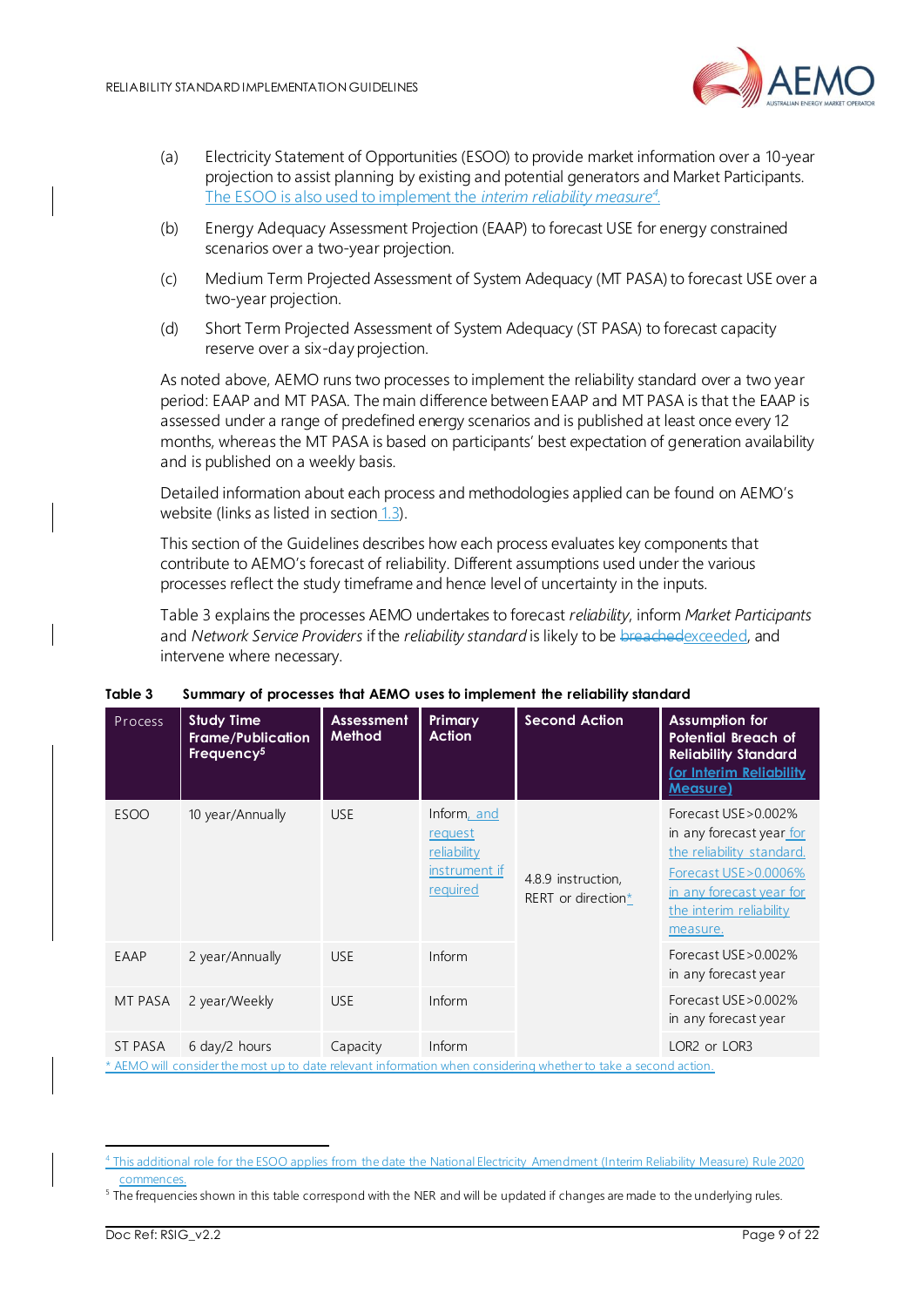(a) Electricity Statement of Opportunities (ESOO) to provide market information over a 10-year projection to assist planning by existing and potential generators and Market Participants. The ESOO is also used to implement the *interim reliability measure*[4].

(b) Energy Adequacy Assessment Projection (EAAP) to forecast USE for energy constrained scenarios over a two-year projection.

(c) Medium Term Projected Assessment of System Adequacy (MT PASA) to forecast USE over a two-year projection.

(d) Short Term Projected Assessment of System Adequacy (ST PASA) to forecast capacity reserve over a six-day projection.

As noted above, AEMO runs two processes to implement the reliability standard over a two year period: EAAP and MT PASA. The main difference between EAAP and MT PASA is that the EAAP is assessed under a range of predefined energy scenarios and is published at least once every 12 months, whereas the MT PASA is based on participants' best expectation of generation availability and is published on a weekly basis.

Detailed information about each process and methodologies applied can be found on AEMO's website (links as listed in section 1.3).

This section of the Guidelines describes how each process evaluates key components that contribute to AEMO's forecast of reliability. Different assumptions used under the various processes reflect the study timeframe and hence level of uncertainty in the inputs.

Table 3 explains the processes AEMO undertakes to forecast *reliability*, inform *Market Participants* and *Network Service Providers* if the *reliability standard* is likely to be ~~breached~~exceeded, and intervene where necessary.

**Table 3 Summary of processes that AEMO uses to implement the reliability standard**

| Process | Study Time Frame/Publication Frequency[5] | Assessment Method | Primary Action | Second Action | Assumption for Potential Breach of Reliability Standard (or Interim Reliability Measure) |
|---|---|---|---|---|---|
| ESOO | 10 year/Annually | USE | Inform and request reliability instrument if required | 4.8.9 instruction, RERT or direction* | Forecast USE >0.002% in any forecast year for the reliability standard. Forecast USE >0.0006% in any forecast year for the interim reliability measure. |
| EAAP | 2 year/Annually | USE | Inform | | Forecast USE >0.002% in any forecast year |
| MT PASA | 2 year/Weekly | USE | Inform | | Forecast USE >0.002% in any forecast year |
| ST PASA | 6 day/2 hours | Capacity | Inform | | LOR2 or LOR3 |

\* AEMO will consider the most up to date relevant information when considering whether to take a second action.

[4] This additional role for the ESOO applies from the date the National Electricity Amendment (Interim Reliability Measure) Rule 2020 commences.

[5] The frequencies shown in this table correspond with the NER and will be updated if changes are made to the underlying rules.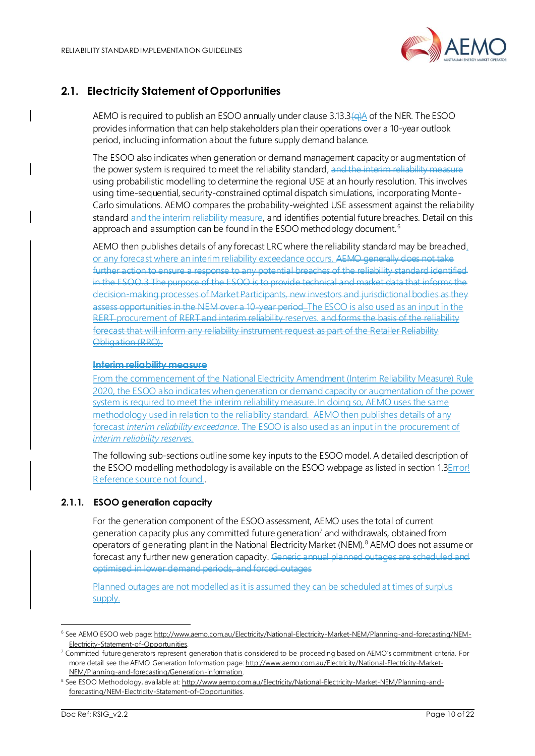## 2.1. Electricity Statement of Opportunities

AEMO is required to publish an ESOO annually under clause 3.13.3(q)A of the NER. The ESOO provides information that can help stakeholders plan their operations over a 10-year outlook period, including information about the future supply demand balance.

The ESOO also indicates when generation or demand management capacity or augmentation of the power system is required to meet the reliability standard, and the interim reliability measure using probabilistic modelling to determine the regional USE at an hourly resolution. This involves using time-sequential, security-constrained optimal dispatch simulations, incorporating Monte-Carlo simulations. AEMO compares the probability-weighted USE assessment against the reliability standard and the interim reliability measure, and identifies potential future breaches. Detail on this approach and assumption can be found in the ESOO methodology document.[6]

AEMO then publishes details of any forecast LRC where the reliability standard may be breached, or any forecast where an interim reliability exceedance occurs. AEMO generally does not take further action to ensure a response to any potential breaches of the reliability standard identified in the ESOO.3 The purpose of the ESOO is to provide technical and market data that informs the decision-making processes of Market Participants, new investors and jurisdictional bodies as they assess opportunities in the NEM over a 10-year period. The ESOO is also used as an input in the RERT procurement of RERT and interim reliability reserves. and forms the basis of the reliability forecast that will inform any reliability instrument request as part of the Retailer Reliability Obligation (RRO).

**Interim reliability measure**

From the commencement of the National Electricity Amendment (Interim Reliability Measure) Rule 2020, the ESOO also indicates when generation or demand capacity or augmentation of the power system is required to meet the interim reliability measure. In doing so, AEMO uses the same methodology used in relation to the reliability standard. AEMO then publishes details of any forecast *interim reliability exceedance*. The ESOO is also used as an input in the procurement of *interim reliability reserves.*

The following sub-sections outline some key inputs to the ESOO model. A detailed description of the ESOO modelling methodology is available on the ESOO webpage as listed in section 1.3Error! Reference source not found..

### 2.1.1. ESOO generation capacity

For the generation component of the ESOO assessment, AEMO uses the total of current generation capacity plus any committed future generation[7] and withdrawals, obtained from operators of generating plant in the National Electricity Market (NEM).[8] AEMO does not assume or forecast any further new generation capacity. Generic annual planned outages are scheduled and optimised in lower demand periods, and forced outages

Planned outages are not modelled as it is assumed they can be scheduled at times of surplus supply.

---

[6] See AEMO ESOO web page: http://www.aemo.com.au/Electricity/National-Electricity-Market-NEM/Planning-and-forecasting/NEM-Electricity-Statement-of-Opportunities.

[7] Committed future generators represent generation that is considered to be proceeding based on AEMO's commitment criteria. For more detail see the AEMO Generation Information page: http://www.aemo.com.au/Electricity/National-Electricity-Market-NEM/Planning-and-forecasting/Generation-information.

[8] See ESOO Methodology, available at: http://www.aemo.com.au/Electricity/National-Electricity-Market-NEM/Planning-and-forecasting/NEM-Electricity-Statement-of-Opportunities.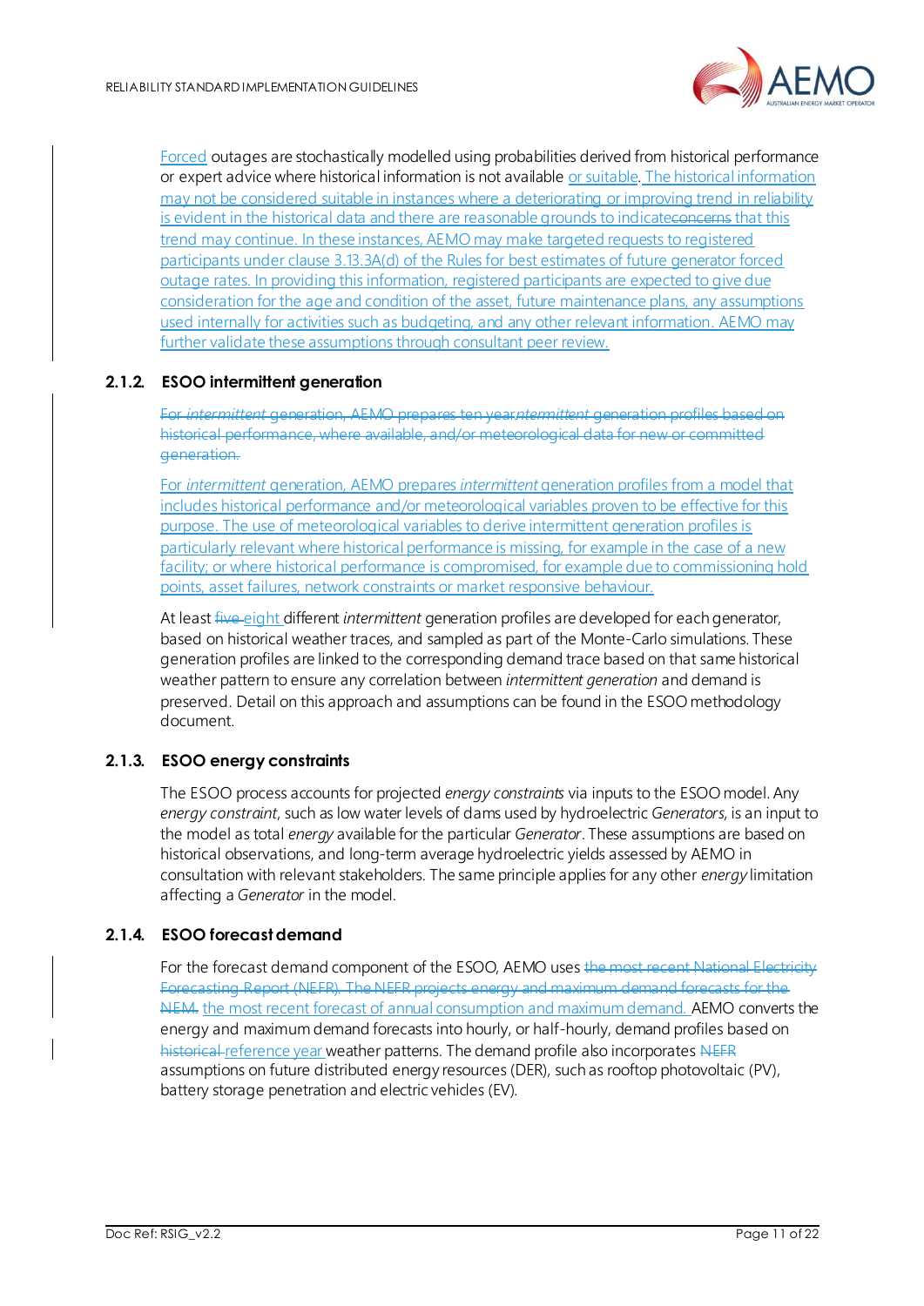Forced outages are stochastically modelled using probabilities derived from historical performance or expert advice where historical information is not available or suitable. The historical information may not be considered suitable in instances where a deteriorating or improving trend in reliability is evident in the historical data and there are reasonable grounds to indicate~~concerns~~ that this trend may continue. In these instances, AEMO may make targeted requests to registered participants under clause 3.13.3A(d) of the Rules for best estimates of future generator forced outage rates. In providing this information, registered participants are expected to give due consideration for the age and condition of the asset, future maintenance plans, any assumptions used internally for activities such as budgeting, and any other relevant information. AEMO may further validate these assumptions through consultant peer review.

### 2.1.2. ESOO intermittent generation

~~For *intermittent* generation, AEMO prepares ten year *intermittent* generation profiles based on historical performance, where available, and/or meteorological data for new or committed generation.~~

For *intermittent* generation, AEMO prepares *intermittent* generation profiles from a model that includes historical performance and/or meteorological variables proven to be effective for this purpose. The use of meteorological variables to derive intermittent generation profiles is particularly relevant where historical performance is missing, for example in the case of a new facility; or where historical performance is compromised, for example due to commissioning hold points, asset failures, network constraints or market responsive behaviour.

At least ~~five~~ eight different *intermittent* generation profiles are developed for each generator, based on historical weather traces, and sampled as part of the Monte-Carlo simulations. These generation profiles are linked to the corresponding demand trace based on that same historical weather pattern to ensure any correlation between *intermittent generation* and demand is preserved. Detail on this approach and assumptions can be found in the ESOO methodology document.

### 2.1.3. ESOO energy constraints

The ESOO process accounts for projected *energy constraints* via inputs to the ESOO model. Any *energy constraint*, such as low water levels of dams used by hydroelectric *Generators*, is an input to the model as total *energy* available for the particular *Generator*. These assumptions are based on historical observations, and long-term average hydroelectric yields assessed by AEMO in consultation with relevant stakeholders. The same principle applies for any other *energy* limitation affecting a *Generator* in the model.

### 2.1.4. ESOO forecast demand

For the forecast demand component of the ESOO, AEMO uses ~~the most recent National Electricity Forecasting Report (NEFR). The NEFR projects energy and maximum demand forecasts for the NEM.~~ the most recent forecast of annual consumption and maximum demand. AEMO converts the energy and maximum demand forecasts into hourly, or half-hourly, demand profiles based on ~~historical~~ reference year weather patterns. The demand profile also incorporates ~~NEFR~~ assumptions on future distributed energy resources (DER), such as rooftop photovoltaic (PV), battery storage penetration and electric vehicles (EV).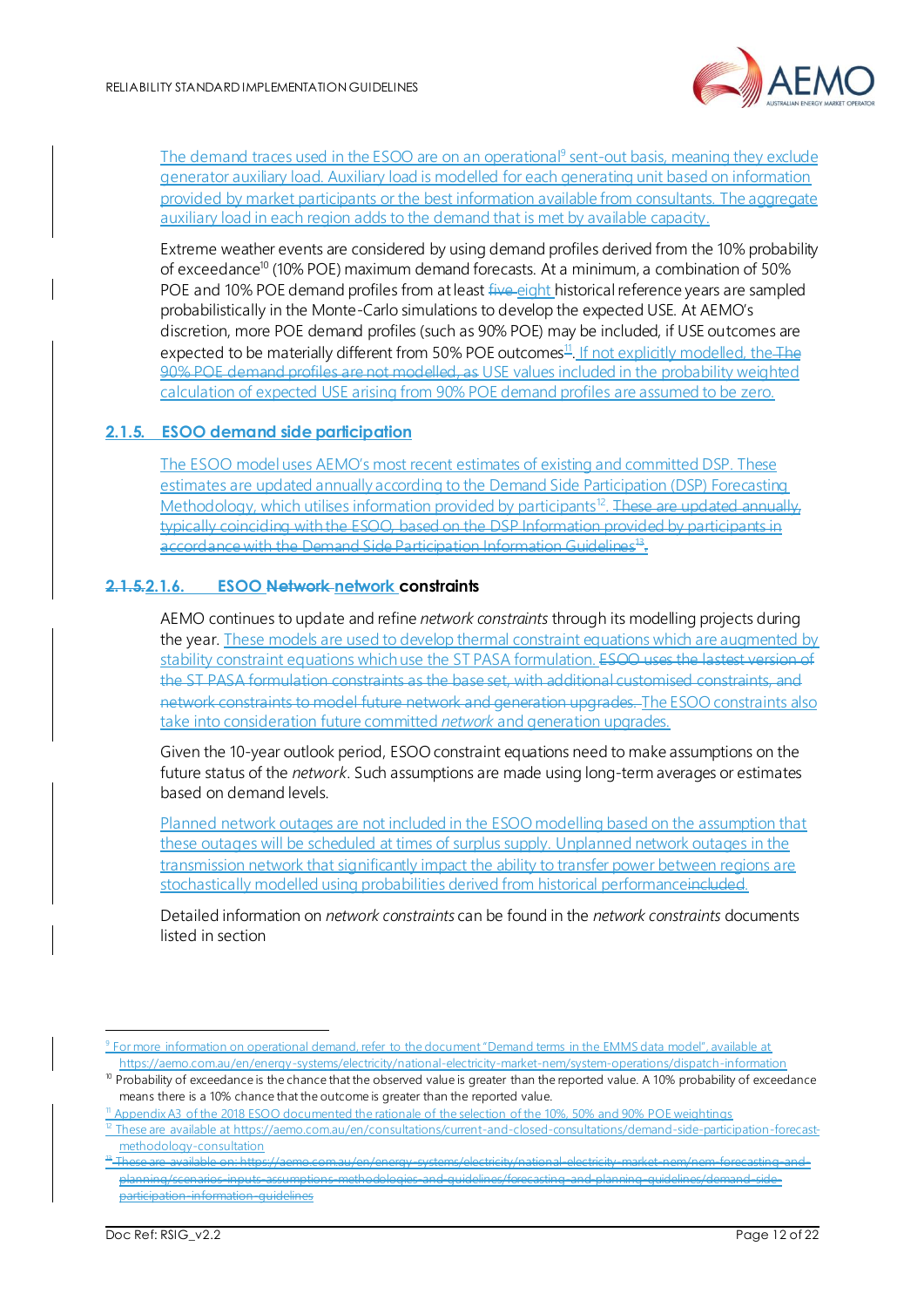The demand traces used in the ESOO are on an operational[9] sent-out basis, meaning they exclude generator auxiliary load. Auxiliary load is modelled for each generating unit based on information provided by market participants or the best information available from consultants. The aggregate auxiliary load in each region adds to the demand that is met by available capacity.

Extreme weather events are considered by using demand profiles derived from the 10% probability of exceedance[10] (10% POE) maximum demand forecasts. At a minimum, a combination of 50% POE and 10% POE demand profiles from at least ~~five~~ eight historical reference years are sampled probabilistically in the Monte-Carlo simulations to develop the expected USE. At AEMO's discretion, more POE demand profiles (such as 90% POE) may be included, if USE outcomes are expected to be materially different from 50% POE outcomes[11]. If not explicitly modelled, the ~~The 90% POE demand profiles are not modelled, as~~ USE values included in the probability weighted calculation of expected USE arising from 90% POE demand profiles are assumed to be zero.

### 2.1.5. ESOO demand side participation

The ESOO model uses AEMO's most recent estimates of existing and committed DSP. These estimates are updated annually according to the Demand Side Participation (DSP) Forecasting Methodology, which utilises information provided by participants[12]. ~~These are updated annually, typically coinciding with the ESOO, based on the DSP Information provided by participants in accordance with the Demand Side Participation Information Guidelines[13].~~

### ~~2.1.5.~~2.1.6. ESOO ~~Network~~ network constraints

AEMO continues to update and refine *network constraints* through its modelling projects during the year. These models are used to develop thermal constraint equations which are augmented by stability constraint equations which use the ST PASA formulation. ~~ESOO uses the lastest version of the ST PASA formulation constraints as the base set, with additional customised constraints, and network constraints to model future network and generation upgrades.~~ The ESOO constraints also take into consideration future committed *network* and generation upgrades.

Given the 10-year outlook period, ESOO constraint equations need to make assumptions on the future status of the *network*. Such assumptions are made using long-term averages or estimates based on demand levels.

Planned network outages are not included in the ESOO modelling based on the assumption that these outages will be scheduled at times of surplus supply. Unplanned network outages in the transmission network that significantly impact the ability to transfer power between regions are stochastically modelled using probabilities derived from historical performance~~included~~.

Detailed information on *network constraints* can be found in the *network constraints* documents listed in section

---

[9] For more information on operational demand, refer to the document "Demand terms in the EMMS data model", available at https://aemo.com.au/en/energy-systems/electricity/national-electricity-market-nem/system-operations/dispatch-information

[10] Probability of exceedance is the chance that the observed value is greater than the reported value. A 10% probability of exceedance means there is a 10% chance that the outcome is greater than the reported value.

[11] Appendix A3 of the 2018 ESOO documented the rationale of the selection of the 10%, 50% and 90% POE weightings

[12] These are available at https://aemo.com.au/en/consultations/current-and-closed-consultations/demand-side-participation-forecast-methodology-consultation

~~[13] These are available on: https://aemo.com.au/en/energy-systems/electricity/national-electricity-market-nem/nem-forecasting-and-planning/scenarios-inputs-assumptions-methodologies-and-guidelines/forecasting-and-planning-guidelines/demand-side-participation-information-guidelines~~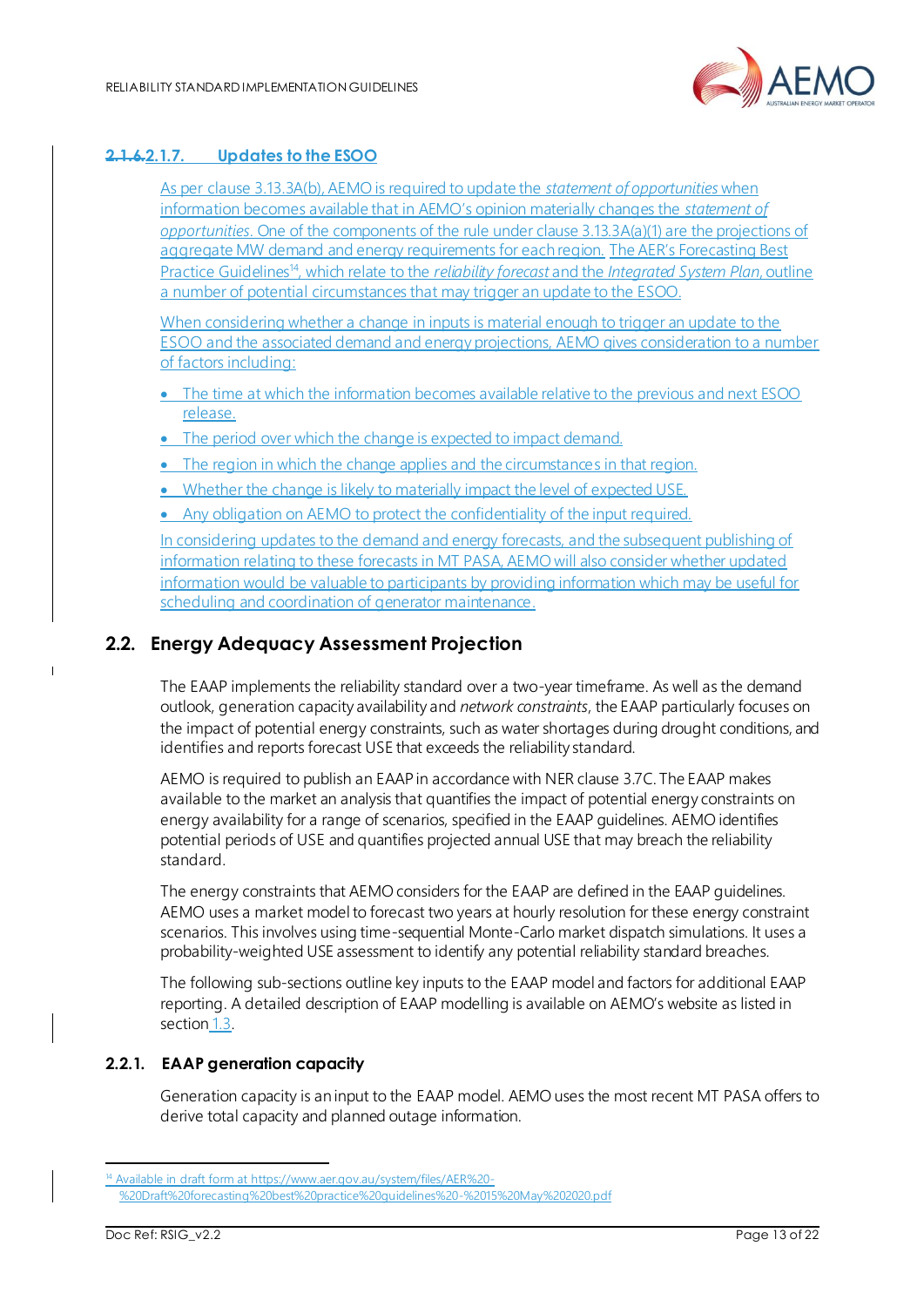#### 2.1.6.2.1.7. Updates to the ESOO

As per clause 3.13.3A(b), AEMO is required to update the *statement of opportunities* when information becomes available that in AEMO's opinion materially changes the *statement of opportunities*. One of the components of the rule under clause 3.13.3A(a)(1) are the projections of aggregate MW demand and energy requirements for each region. The AER's Forecasting Best Practice Guidelines[14], which relate to the *reliability forecast* and the *Integrated System Plan*, outline a number of potential circumstances that may trigger an update to the ESOO.

When considering whether a change in inputs is material enough to trigger an update to the ESOO and the associated demand and energy projections, AEMO gives consideration to a number of factors including:

- The time at which the information becomes available relative to the previous and next ESOO release.
- The period over which the change is expected to impact demand.
- The region in which the change applies and the circumstances in that region.
- Whether the change is likely to materially impact the level of expected USE.
- Any obligation on AEMO to protect the confidentiality of the input required.

In considering updates to the demand and energy forecasts, and the subsequent publishing of information relating to these forecasts in MT PASA, AEMO will also consider whether updated information would be valuable to participants by providing information which may be useful for scheduling and coordination of generator maintenance.

## 2.2. Energy Adequacy Assessment Projection

The EAAP implements the reliability standard over a two-year timeframe. As well as the demand outlook, generation capacity availability and *network constraints*, the EAAP particularly focuses on the impact of potential energy constraints, such as water shortages during drought conditions, and identifies and reports forecast USE that exceeds the reliability standard.

AEMO is required to publish an EAAP in accordance with NER clause 3.7C. The EAAP makes available to the market an analysis that quantifies the impact of potential energy constraints on energy availability for a range of scenarios, specified in the EAAP guidelines. AEMO identifies potential periods of USE and quantifies projected annual USE that may breach the reliability standard.

The energy constraints that AEMO considers for the EAAP are defined in the EAAP guidelines. AEMO uses a market model to forecast two years at hourly resolution for these energy constraint scenarios. This involves using time-sequential Monte-Carlo market dispatch simulations. It uses a probability-weighted USE assessment to identify any potential reliability standard breaches.

The following sub-sections outline key inputs to the EAAP model and factors for additional EAAP reporting. A detailed description of EAAP modelling is available on AEMO's website as listed in section 1.3.

### 2.2.1. EAAP generation capacity

Generation capacity is an input to the EAAP model. AEMO uses the most recent MT PASA offers to derive total capacity and planned outage information.

[14] Available in draft form at https://www.aer.gov.au/system/files/AER%20-%20Draft%20forecasting%20best%20practice%20guidelines%20-%2015%20May%202020.pdf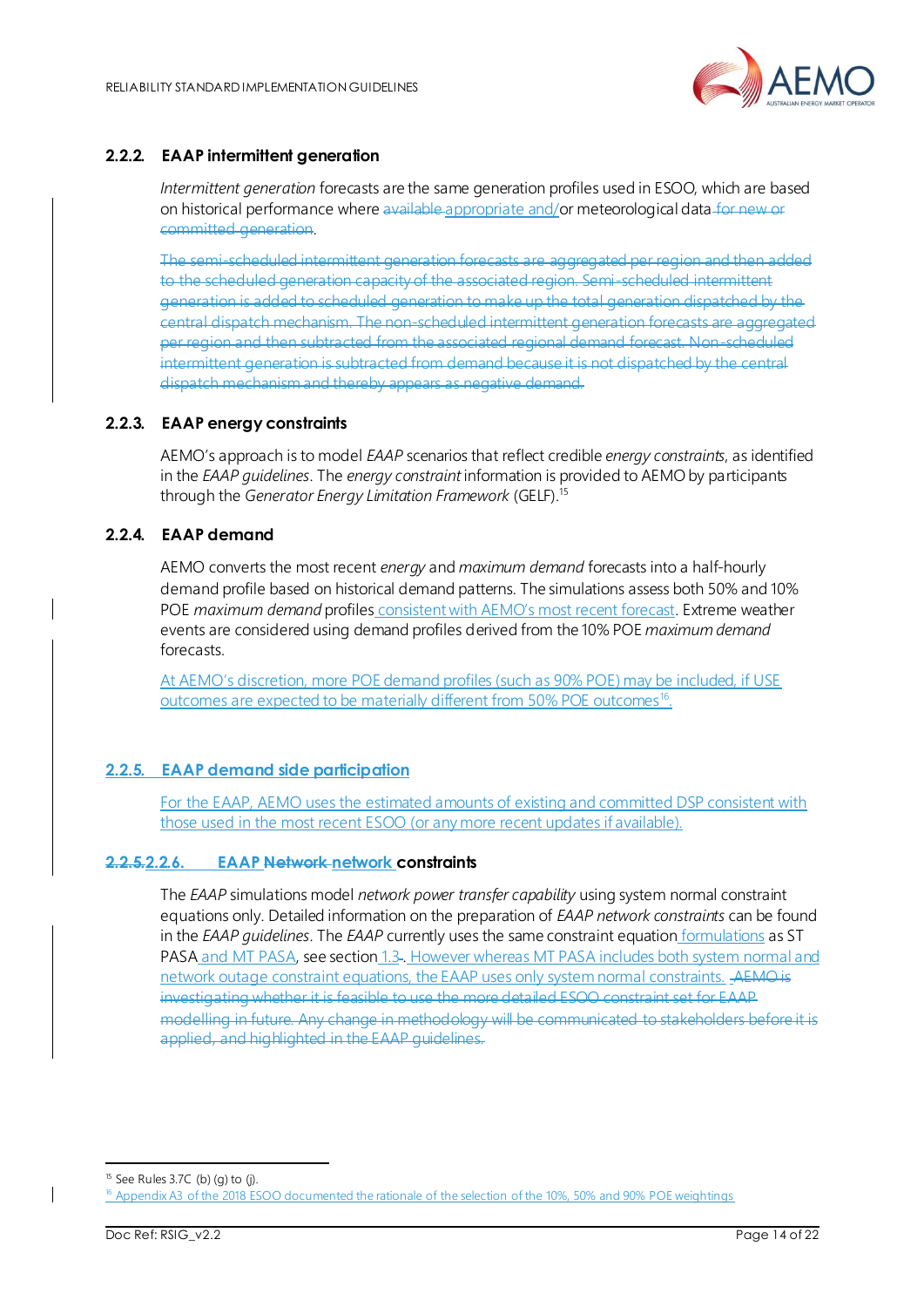### 2.2.2. EAAP intermittent generation

*Intermittent generation* forecasts are the same generation profiles used in ESOO, which are based on historical performance where ~~available~~ appropriate and/or meteorological data ~~for new or committed generation~~.

~~The semi-scheduled intermittent generation forecasts are aggregated per region and then added to the scheduled generation capacity of the associated region. Semi-scheduled intermittent generation is added to scheduled generation to make up the total generation dispatched by the central dispatch mechanism. The non-scheduled intermittent generation forecasts are aggregated per region and then subtracted from the associated regional demand forecast. Non-scheduled intermittent generation is subtracted from demand because it is not dispatched by the central dispatch mechanism and thereby appears as negative demand.~~

### 2.2.3. EAAP energy constraints

AEMO's approach is to model *EAAP* scenarios that reflect credible *energy constraints*, as identified in the *EAAP guidelines*. The *energy constraint* information is provided to AEMO by participants through the *Generator Energy Limitation Framework* (GELF).[15]

### 2.2.4. EAAP demand

AEMO converts the most recent *energy* and *maximum demand* forecasts into a half-hourly demand profile based on historical demand patterns. The simulations assess both 50% and 10% POE *maximum demand* profiles consistent with AEMO's most recent forecast. Extreme weather events are considered using demand profiles derived from the 10% POE *maximum demand* forecasts.

At AEMO's discretion, more POE demand profiles (such as 90% POE) may be included, if USE outcomes are expected to be materially different from 50% POE outcomes[16].

### 2.2.5. EAAP demand side participation

For the EAAP, AEMO uses the estimated amounts of existing and committed DSP consistent with those used in the most recent ESOO (or any more recent updates if available).

### ~~2.2.5.~~2.2.6. EAAP ~~Network~~ network constraints

The *EAAP* simulations model *network power transfer capability* using system normal constraint equations only. Detailed information on the preparation of *EAAP network constraints* can be found in the *EAAP guidelines*. The *EAAP* currently uses the same constraint equation formulations as ST PASA and MT PASA, see section 1.3~~.~~. However whereas MT PASA includes both system normal and network outage constraint equations, the EAAP uses only system normal constraints. ~~AEMO is investigating whether it is feasible to use the more detailed ESOO constraint set for EAAP modelling in future. Any change in methodology will be communicated to stakeholders before it is applied, and highlighted in the EAAP guidelines.~~

---

[15] See Rules 3.7C (b) (g) to (j).

[16] Appendix A3 of the 2018 ESOO documented the rationale of the selection of the 10%, 50% and 90% POE weightings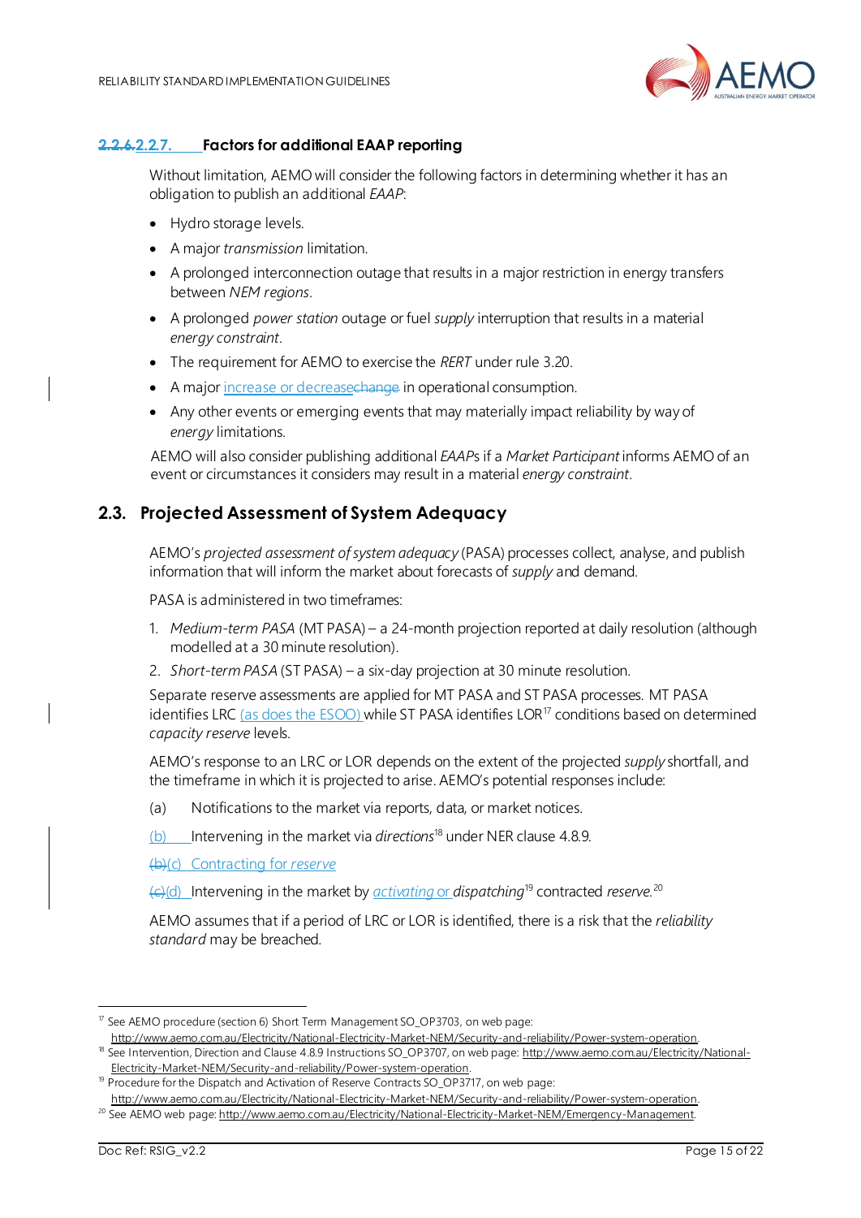### 2.2.7. Factors for additional EAAP reporting

Without limitation, AEMO will consider the following factors in determining whether it has an obligation to publish an additional *EAAP*:

- Hydro storage levels.
- A major *transmission* limitation.
- A prolonged interconnection outage that results in a major restriction in energy transfers between *NEM regions*.
- A prolonged *power station* outage or fuel *supply* interruption that results in a material *energy constraint*.
- The requirement for AEMO to exercise the *RERT* under rule 3.20.
- A major increase or decrease in operational consumption.
- Any other events or emerging events that may materially impact reliability by way of *energy* limitations.

AEMO will also consider publishing additional *EAAP*s if a *Market Participant* informs AEMO of an event or circumstances it considers may result in a material *energy constraint*.

## 2.3. Projected Assessment of System Adequacy

AEMO's *projected assessment of system adequacy* (PASA) processes collect, analyse, and publish information that will inform the market about forecasts of *supply* and demand.

PASA is administered in two timeframes:

1. *Medium-term PASA* (MT PASA) – a 24-month projection reported at daily resolution (although modelled at a 30 minute resolution).
2. *Short-term PASA* (ST PASA) – a six-day projection at 30 minute resolution.

Separate reserve assessments are applied for MT PASA and ST PASA processes. MT PASA identifies LRC (as does the ESOO) while ST PASA identifies LOR[17] conditions based on determined *capacity reserve* levels.

AEMO's response to an LRC or LOR depends on the extent of the projected *supply* shortfall, and the timeframe in which it is projected to arise. AEMO's potential responses include:

(a) Notifications to the market via reports, data, or market notices.

(b) Intervening in the market via *directions*[18] under NER clause 4.8.9.

(c) Contracting for *reserve*

(d) Intervening in the market by *activating* or *dispatching*[19] contracted *reserve*.[20]

AEMO assumes that if a period of LRC or LOR is identified, there is a risk that the *reliability standard* may be breached.

[17] See AEMO procedure (section 6) Short Term Management SO_OP3703, on web page: http://www.aemo.com.au/Electricity/National-Electricity-Market-NEM/Security-and-reliability/Power-system-operation.

[18] See Intervention, Direction and Clause 4.8.9 Instructions SO_OP3707, on web page: http://www.aemo.com.au/Electricity/National-Electricity-Market-NEM/Security-and-reliability/Power-system-operation.

[19] Procedure for the Dispatch and Activation of Reserve Contracts SO_OP3717, on web page: http://www.aemo.com.au/Electricity/National-Electricity-Market-NEM/Security-and-reliability/Power-system-operation.

[20] See AEMO web page: http://www.aemo.com.au/Electricity/National-Electricity-Market-NEM/Emergency-Management.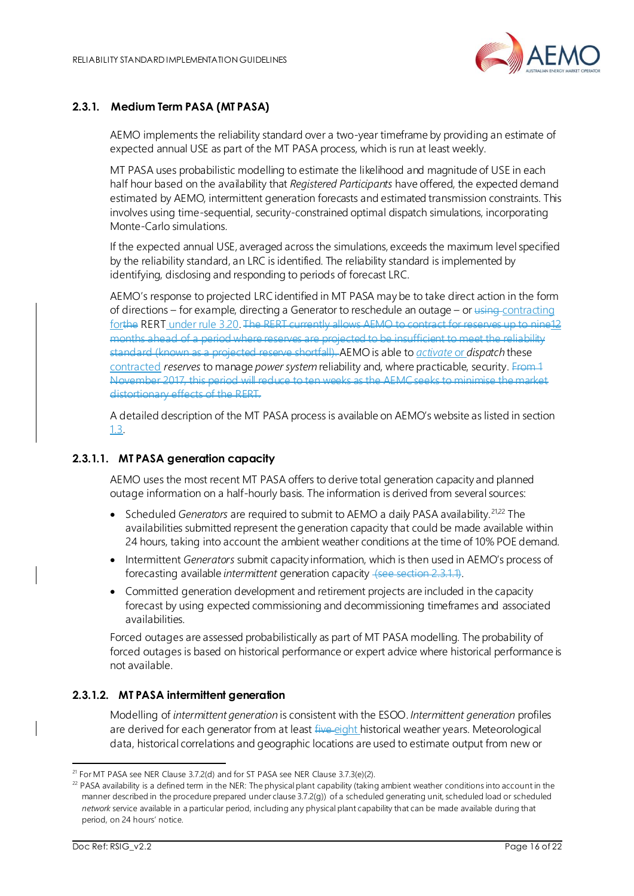### 2.3.1. Medium Term PASA (MT PASA)

AEMO implements the reliability standard over a two-year timeframe by providing an estimate of expected annual USE as part of the MT PASA process, which is run at least weekly.

MT PASA uses probabilistic modelling to estimate the likelihood and magnitude of USE in each half hour based on the availability that *Registered Participants* have offered, the expected demand estimated by AEMO, intermittent generation forecasts and estimated transmission constraints. This involves using time-sequential, security-constrained optimal dispatch simulations, incorporating Monte-Carlo simulations.

If the expected annual USE, averaged across the simulations, exceeds the maximum level specified by the reliability standard, an LRC is identified. The reliability standard is implemented by identifying, disclosing and responding to periods of forecast LRC.

AEMO's response to projected LRC identified in MT PASA may be to take direct action in the form of directions – for example, directing a Generator to reschedule an outage – or ~~using~~ contracting for~~the~~ RERT under rule 3.20. ~~The RERT currently allows AEMO to contract for reserves up to nine~~12 ~~months ahead of a period where reserves are projected to be insufficient to meet the reliability standard (known as a projected reserve shortfall).~~ AEMO is able to *activate* or *dispatch* these contracted *reserves* to manage *power system* reliability and, where practicable, security. ~~From 1 November 2017, this period will reduce to ten weeks as the AEMC seeks to minimise the market distortionary effects of the RERT.~~

A detailed description of the MT PASA process is available on AEMO's website as listed in section 1.3.

#### 2.3.1.1. MT PASA generation capacity

AEMO uses the most recent MT PASA offers to derive total generation capacity and planned outage information on a half-hourly basis. The information is derived from several sources:

- Scheduled *Generators* are required to submit to AEMO a daily PASA availability.[21][22] The availabilities submitted represent the generation capacity that could be made available within 24 hours, taking into account the ambient weather conditions at the time of 10% POE demand.
- Intermittent *Generators* submit capacity information, which is then used in AEMO's process of forecasting available *intermittent* generation capacity ~~(see section 2.3.1.1)~~.
- Committed generation development and retirement projects are included in the capacity forecast by using expected commissioning and decommissioning timeframes and associated availabilities.

Forced outages are assessed probabilistically as part of MT PASA modelling. The probability of forced outages is based on historical performance or expert advice where historical performance is not available.

#### 2.3.1.2. MT PASA intermittent generation

Modelling of *intermittent generation* is consistent with the ESOO. *Intermittent generation* profiles are derived for each generator from at least ~~five~~ eight historical weather years. Meteorological data, historical correlations and geographic locations are used to estimate output from new or

---

[21] For MT PASA see NER Clause 3.7.2(d) and for ST PASA see NER Clause 3.7.3(e)(2).

[22] PASA availability is a defined term in the NER: The physical plant capability (taking ambient weather conditions into account in the manner described in the procedure prepared under clause 3.7.2(g)) of a scheduled generating unit, scheduled load or scheduled *network* service available in a particular period, including any physical plant capability that can be made available during that period, on 24 hours' notice.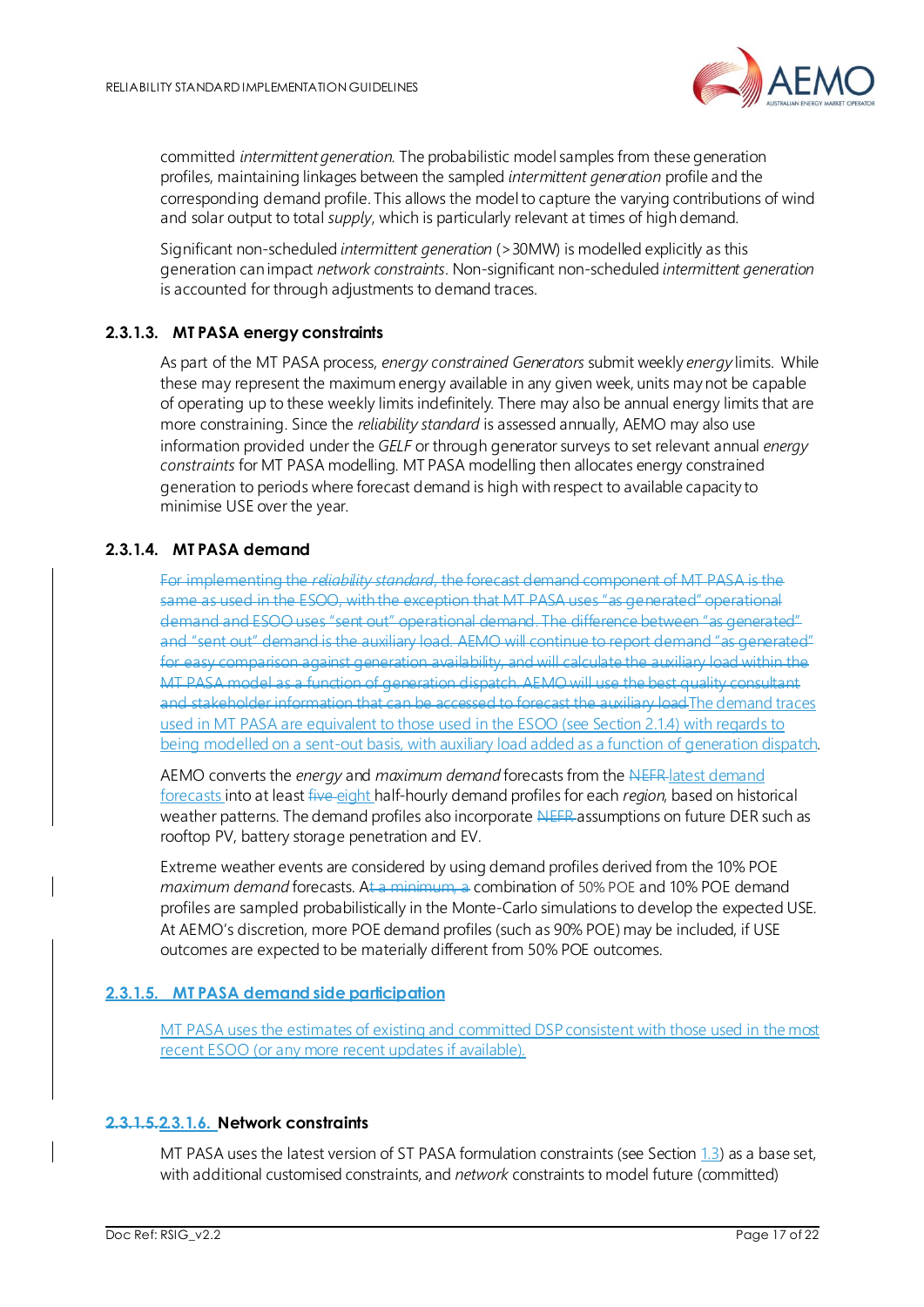committed *intermittent generation*. The probabilistic model samples from these generation profiles, maintaining linkages between the sampled *intermittent generation* profile and the corresponding demand profile. This allows the model to capture the varying contributions of wind and solar output to total *supply*, which is particularly relevant at times of high demand.

Significant non-scheduled *intermittent generation* (>30MW) is modelled explicitly as this generation can impact *network constraints*. Non-significant non-scheduled *intermittent generation* is accounted for through adjustments to demand traces.

#### 2.3.1.3. MT PASA energy constraints

As part of the MT PASA process, *energy constrained Generators* submit weekly *energy* limits. While these may represent the maximum energy available in any given week, units may not be capable of operating up to these weekly limits indefinitely. There may also be annual energy limits that are more constraining. Since the *reliability standard* is assessed annually, AEMO may also use information provided under the *GELF* or through generator surveys to set relevant annual *energy constraints* for MT PASA modelling. MT PASA modelling then allocates energy constrained generation to periods where forecast demand is high with respect to available capacity to minimise USE over the year.

#### 2.3.1.4. MT PASA demand

~~For implementing the *reliability standard*, the forecast demand component of MT PASA is the same as used in the ESOO, with the exception that MT PASA uses "as generated" operational demand and ESOO uses "sent out" operational demand. The difference between "as generated" and "sent out" demand is the auxiliary load. AEMO will continue to report demand "as generated" for easy comparison against generation availability, and will calculate the auxiliary load within the MT PASA model as a function of generation dispatch. AEMO will use the best quality consultant and stakeholder information that can be accessed to forecast the auxiliary load.~~The demand traces used in MT PASA are equivalent to those used in the ESOO (see Section 2.1.4) with regards to being modelled on a sent-out basis, with auxiliary load added as a function of generation dispatch.

AEMO converts the *energy* and *maximum demand* forecasts from the ~~NEFR~~ latest demand forecasts into at least ~~five~~ eight half-hourly demand profiles for each *region*, based on historical weather patterns. The demand profiles also incorporate ~~NEFR~~ assumptions on future DER such as rooftop PV, battery storage penetration and EV.

Extreme weather events are considered by using demand profiles derived from the 10% POE *maximum demand* forecasts. A~~t a minimum, a~~ combination of 50% POE and 10% POE demand profiles are sampled probabilistically in the Monte-Carlo simulations to develop the expected USE. At AEMO's discretion, more POE demand profiles (such as 90% POE) may be included, if USE outcomes are expected to be materially different from 50% POE outcomes.

#### 2.3.1.5. MT PASA demand side participation

MT PASA uses the estimates of existing and committed DSP consistent with those used in the most recent ESOO (or any more recent updates if available).

#### ~~2.3.1.5.~~2.3.1.6. Network constraints

MT PASA uses the latest version of ST PASA formulation constraints (see Section 1.3) as a base set, with additional customised constraints, and *network* constraints to model future (committed)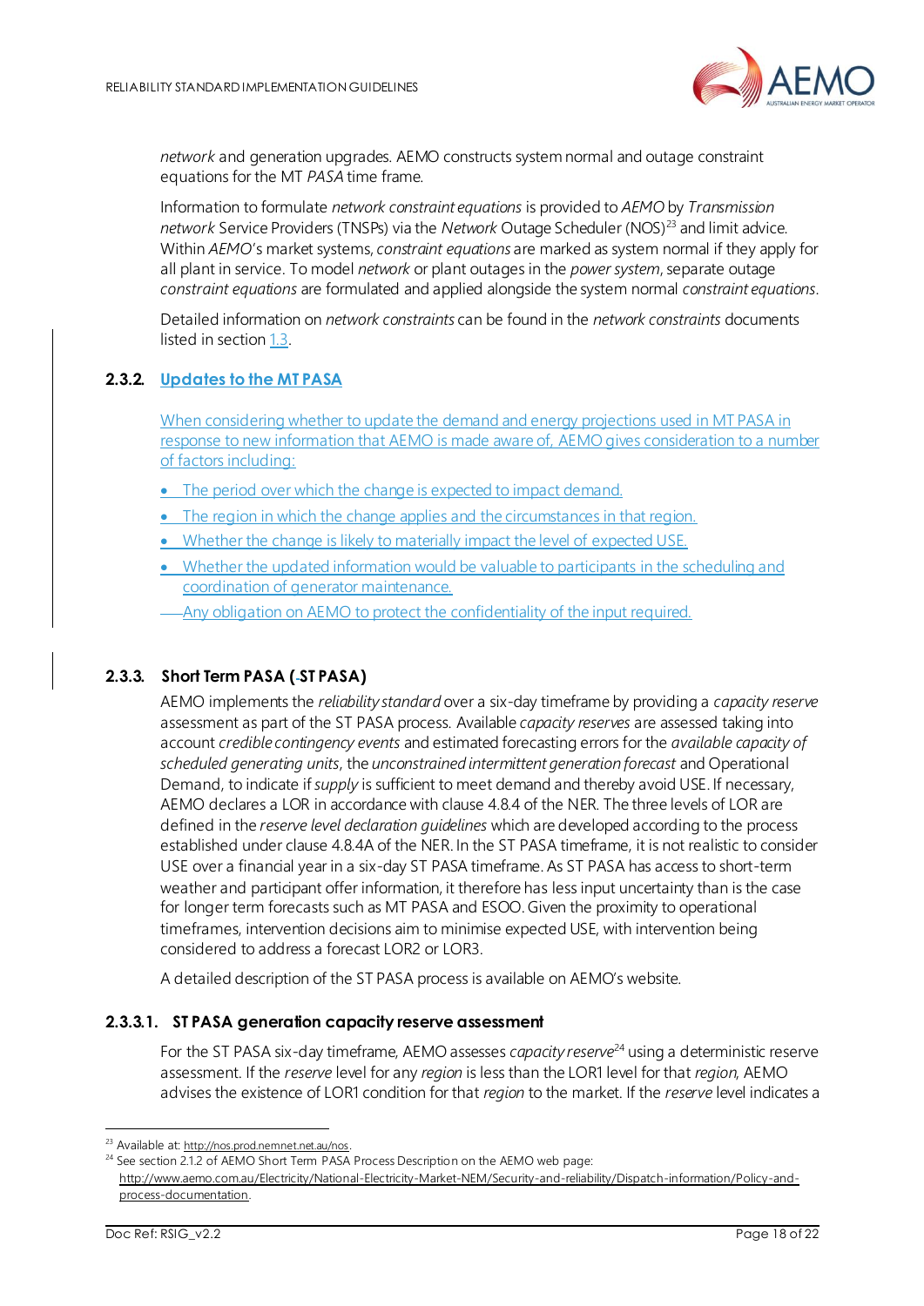*network* and generation upgrades. AEMO constructs system normal and outage constraint equations for the MT *PASA* time frame.

Information to formulate *network constraint equations* is provided to *AEMO* by *Transmission network* Service Providers (TNSPs) via the *Network* Outage Scheduler (NOS)[23] and limit advice. Within *AEMO*'s market systems, *constraint equations* are marked as system normal if they apply for all plant in service. To model *network* or plant outages in the *power system*, separate outage *constraint equations* are formulated and applied alongside the system normal *constraint equations*.

Detailed information on *network constraints* can be found in the *network constraints* documents listed in section 1.3.

### 2.3.2. Updates to the MT PASA

When considering whether to update the demand and energy projections used in MT PASA in response to new information that AEMO is made aware of, AEMO gives consideration to a number of factors including:

- The period over which the change is expected to impact demand.
- The region in which the change applies and the circumstances in that region.
- Whether the change is likely to materially impact the level of expected USE.
- Whether the updated information would be valuable to participants in the scheduling and coordination of generator maintenance.
- Any obligation on AEMO to protect the confidentiality of the input required.

### 2.3.3. Short Term PASA (ST PASA)

AEMO implements the *reliability standard* over a six-day timeframe by providing a *capacity reserve* assessment as part of the ST PASA process. Available *capacity reserves* are assessed taking into account *credible contingency events* and estimated forecasting errors for the *available capacity of scheduled generating units*, the *unconstrained intermittent generation forecast* and Operational Demand, to indicate if *supply* is sufficient to meet demand and thereby avoid USE. If necessary, AEMO declares a LOR in accordance with clause 4.8.4 of the NER. The three levels of LOR are defined in the *reserve level declaration guidelines* which are developed according to the process established under clause 4.8.4A of the NER. In the ST PASA timeframe, it is not realistic to consider USE over a financial year in a six-day ST PASA timeframe. As ST PASA has access to short-term weather and participant offer information, it therefore has less input uncertainty than is the case for longer term forecasts such as MT PASA and ESOO. Given the proximity to operational timeframes, intervention decisions aim to minimise expected USE, with intervention being considered to address a forecast LOR2 or LOR3.

A detailed description of the ST PASA process is available on AEMO's website.

#### 2.3.3.1. ST PASA generation capacity reserve assessment

For the ST PASA six-day timeframe, AEMO assesses *capacity reserve*[24] using a deterministic reserve assessment. If the *reserve* level for any *region* is less than the LOR1 level for that *region*, AEMO advises the existence of LOR1 condition for that *region* to the market. If the *reserve* level indicates a

---

[23] Available at: http://nos.prod.nemnet.net.au/nos.

[24] See section 2.1.2 of AEMO Short Term PASA Process Description on the AEMO web page: http://www.aemo.com.au/Electricity/National-Electricity-Market-NEM/Security-and-reliability/Dispatch-information/Policy-and-process-documentation.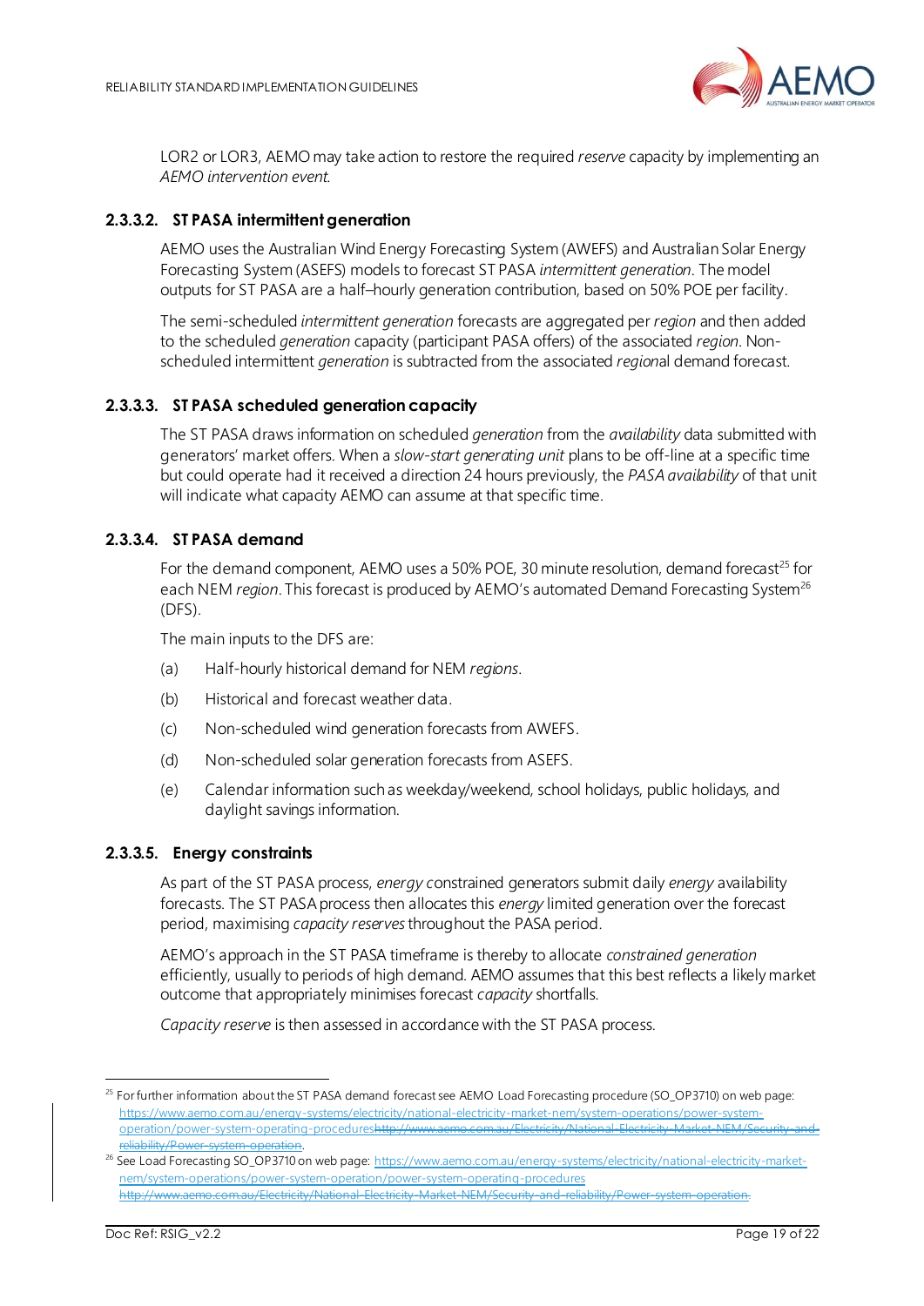LOR2 or LOR3, AEMO may take action to restore the required *reserve* capacity by implementing an *AEMO intervention event*.

#### 2.3.3.2. ST PASA intermittent generation

AEMO uses the Australian Wind Energy Forecasting System (AWEFS) and Australian Solar Energy Forecasting System (ASEFS) models to forecast ST PASA *intermittent generation*. The model outputs for ST PASA are a half–hourly generation contribution, based on 50% POE per facility.

The semi-scheduled *intermittent generation* forecasts are aggregated per *region* and then added to the scheduled *generation* capacity (participant PASA offers) of the associated *region*. Non-scheduled intermittent *generation* is subtracted from the associated *region*al demand forecast.

#### 2.3.3.3. ST PASA scheduled generation capacity

The ST PASA draws information on scheduled *generation* from the *availability* data submitted with generators' market offers. When a *slow-start generating unit* plans to be off-line at a specific time but could operate had it received a direction 24 hours previously, the *PASA availability* of that unit will indicate what capacity AEMO can assume at that specific time.

#### 2.3.3.4. ST PASA demand

For the demand component, AEMO uses a 50% POE, 30 minute resolution, demand forecast[25] for each NEM *region*. This forecast is produced by AEMO's automated Demand Forecasting System[26] (DFS).

The main inputs to the DFS are:

(a) Half-hourly historical demand for NEM *regions*.

(b) Historical and forecast weather data.

(c) Non-scheduled wind generation forecasts from AWEFS.

(d) Non-scheduled solar generation forecasts from ASEFS.

(e) Calendar information such as weekday/weekend, school holidays, public holidays, and daylight savings information.

#### 2.3.3.5. Energy constraints

As part of the ST PASA process, *energy c*onstrained generators submit daily *energy* availability forecasts. The ST PASA process then allocates this *energy* limited generation over the forecast period, maximising *capacity reserves* throughout the PASA period.

AEMO's approach in the ST PASA timeframe is thereby to allocate *constrained generation* efficiently, usually to periods of high demand. AEMO assumes that this best reflects a likely market outcome that appropriately minimises forecast *capacity* shortfalls.

*Capacity reserve* is then assessed in accordance with the ST PASA process.

---

[25] For further information about the ST PASA demand forecast see AEMO Load Forecasting procedure (SO_OP3710) on web page: https://www.aemo.com.au/energy-systems/electricity/national-electricity-market-nem/system-operations/power-system-operation/power-system-operating-procedures~~http://www.aemo.com.au/Electricity/National-Electricity-Market-NEM/Security-and-reliability/Power-system-operation~~.

[26] See Load Forecasting SO_OP3710 on web page: https://www.aemo.com.au/energy-systems/electricity/national-electricity-market-nem/system-operations/power-system-operation/power-system-operating-procedures ~~http://www.aemo.com.au/Electricity/National-Electricity-Market-NEM/Security-and-reliability/Power-system-operation.~~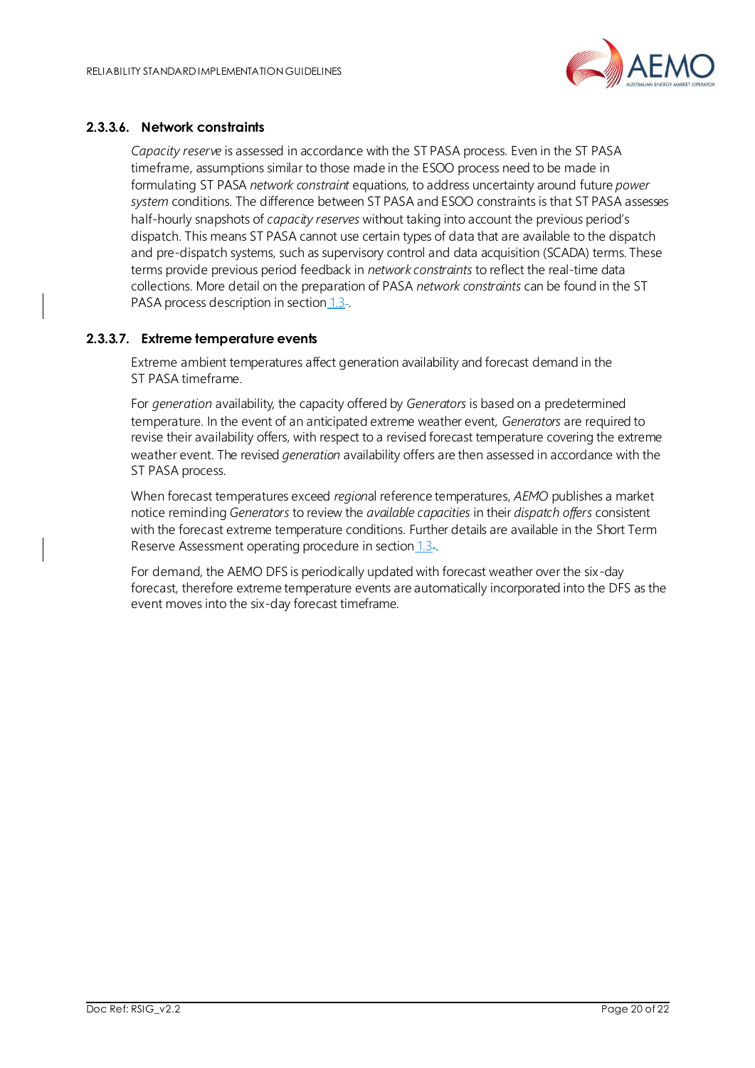#### 2.3.3.6. Network constraints

*Capacity reserve* is assessed in accordance with the ST PASA process. Even in the ST PASA timeframe, assumptions similar to those made in the ESOO process need to be made in formulating ST PASA *network constraint* equations, to address uncertainty around future *power system* conditions. The difference between ST PASA and ESOO constraints is that ST PASA assesses half-hourly snapshots of *capacity reserves* without taking into account the previous period's dispatch. This means ST PASA cannot use certain types of data that are available to the dispatch and pre-dispatch systems, such as supervisory control and data acquisition (SCADA) terms. These terms provide previous period feedback in *network constraints* to reflect the real-time data collections. More detail on the preparation of PASA *network constraints* can be found in the ST PASA process description in section 1.3.

#### 2.3.3.7. Extreme temperature events

Extreme ambient temperatures affect generation availability and forecast demand in the ST PASA timeframe.

For *generation* availability, the capacity offered by *Generators* is based on a predetermined temperature. In the event of an anticipated extreme weather event, *Generators* are required to revise their availability offers, with respect to a revised forecast temperature covering the extreme weather event. The revised *generation* availability offers are then assessed in accordance with the ST PASA process.

When forecast temperatures exceed *region*al reference temperatures, *AEMO* publishes a market notice reminding *Generators* to review the *available capacities* in their *dispatch offers* consistent with the forecast extreme temperature conditions. Further details are available in the Short Term Reserve Assessment operating procedure in section 1.3.

For demand, the AEMO DFS is periodically updated with forecast weather over the six-day forecast, therefore extreme temperature events are automatically incorporated into the DFS as the event moves into the six-day forecast timeframe.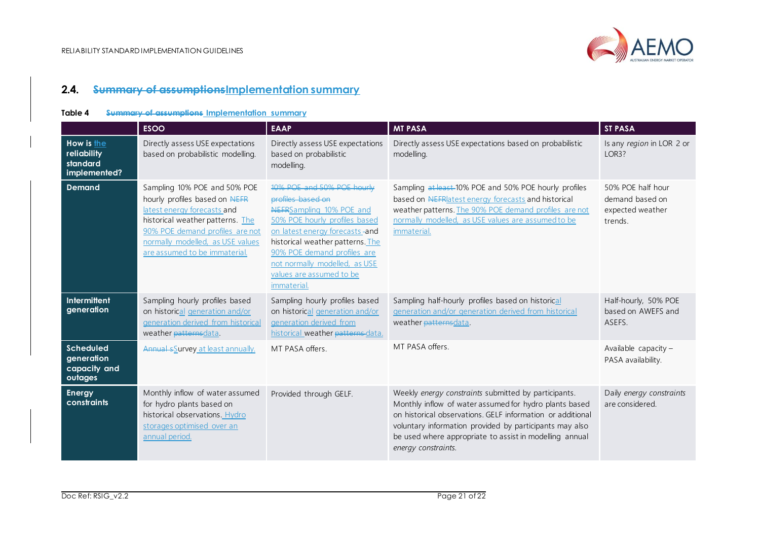## 2.4. ~~Summary of assumptions~~Implementation summary

**Table 4** ~~Summary of assumptions~~ Implementation summary

| | ESOO | EAAP | MT PASA | ST PASA |
|---|---|---|---|---|
| **How is the reliability standard implemented?** | Directly assess USE expectations based on probabilistic modelling. | Directly assess USE expectations based on probabilistic modelling. | Directly assess USE expectations based on probabilistic modelling. | Is any *region* in LOR 2 or LOR3? |
| **Demand** | Sampling 10% POE and 50% POE hourly profiles based on ~~NEFR~~ latest energy forecasts and historical weather patterns. The 90% POE demand profiles are not normally modelled, as USE values are assumed to be immaterial. | ~~10% POE and 50% POE hourly profiles based on NEFR~~Sampling 10% POE and 50% POE hourly profiles based on latest energy forecasts ~~-~~and historical weather patterns. The 90% POE demand profiles are not normally modelled, as USE values are assumed to be immaterial. | Sampling ~~at least~~ 10% POE and 50% POE hourly profiles based on ~~NEFR~~latest energy forecasts and historical weather patterns. The 90% POE demand profiles are not normally modelled, as USE values are assumed to be immaterial. | 50% POE half hour demand based on expected weather trends. |
| **Intermittent generation** | Sampling hourly profiles based on historical generation and/or generation derived from historical weather ~~patterns~~data. | Sampling hourly profiles based on historical generation and/or generation derived from historical weather ~~patterns~~ data. | Sampling half-hourly profiles based on historical generation and/or generation derived from historical weather ~~patterns~~data. | Half-hourly, 50% POE based on AWEFS and ASEFS. |
| **Scheduled generation capacity and outages** | ~~Annual s~~Survey at least annually. | MT PASA offers. | MT PASA offers. | Available capacity – PASA availability. |
| **Energy constraints** | Monthly inflow of water assumed for hydro plants based on historical observations. Hydro storages optimised over an annual period. | Provided through GELF. | Weekly *energy constraints* submitted by participants. Monthly inflow of water assumed for hydro plants based on historical observations. GELF information or additional voluntary information provided by participants may also be used where appropriate to assist in modelling annual *energy constraints*. | Daily *energy constraints* are considered. |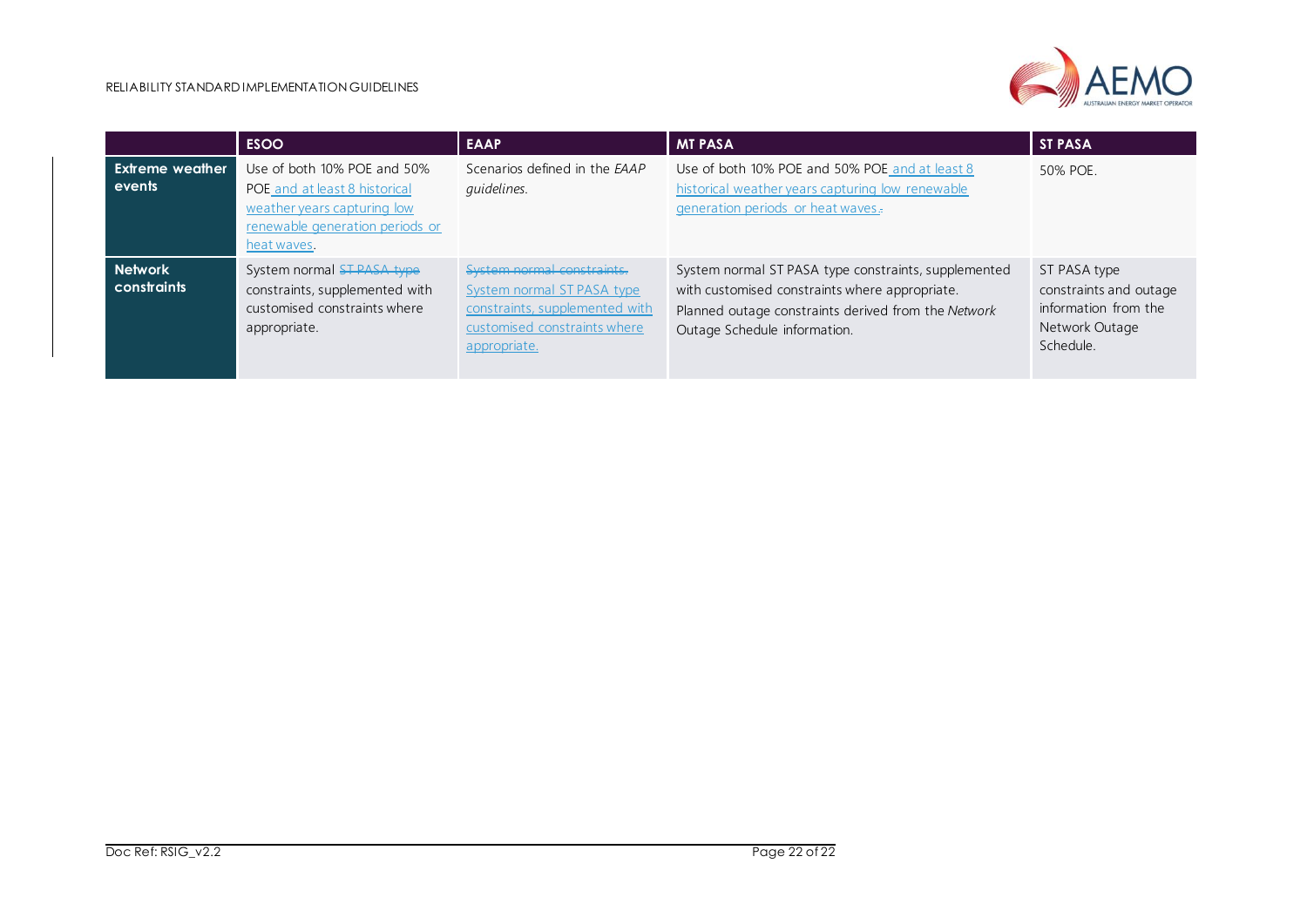| | ESOO | EAAP | MT PASA | ST PASA |
|---|---|---|---|---|
| **Extreme weather events** | Use of both 10% POE and 50% POE and at least 8 historical weather years capturing low renewable generation periods or heat waves. | Scenarios defined in the *EAAP guidelines*. | Use of both 10% POE and 50% POE and at least 8 historical weather years capturing low renewable generation periods or heat waves. | 50% POE. |
| **Network constraints** | System normal ~~ST PASA type~~ constraints, supplemented with customised constraints where appropriate. | ~~System normal constraints.~~ System normal ST PASA type constraints, supplemented with customised constraints where appropriate. | System normal ST PASA type constraints, supplemented with customised constraints where appropriate. Planned outage constraints derived from the *Network Outage Schedule* information. | ST PASA type constraints and outage information from the Network Outage Schedule. |